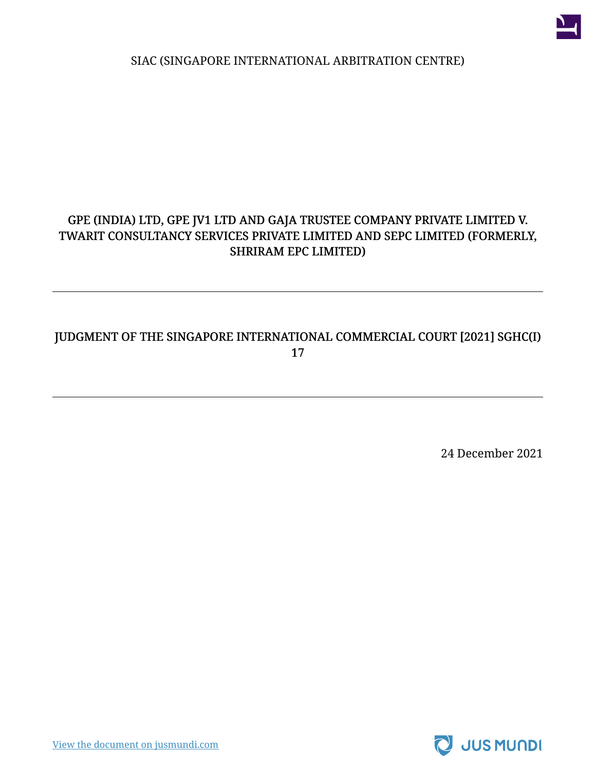SIAC (SINGAPORE INTERNATIONAL ARBITRATION CENTRE)

# GPE (INDIA) LTD, GPE JV1 LTD AND GAJA TRUSTEE COMPANY PRIVATE LIMITED V. TWARIT CONSULTANCY SERVICES PRIVATE LIMITED AND SEPC LIMITED (FORMERLY, SHRIRAM EPC LIMITED)

---

## JUDGMENT OF THE SINGAPORE INTERNATIONAL COMMERCIAL COURT [2021] SGHC(I) 17

---

24 December 2021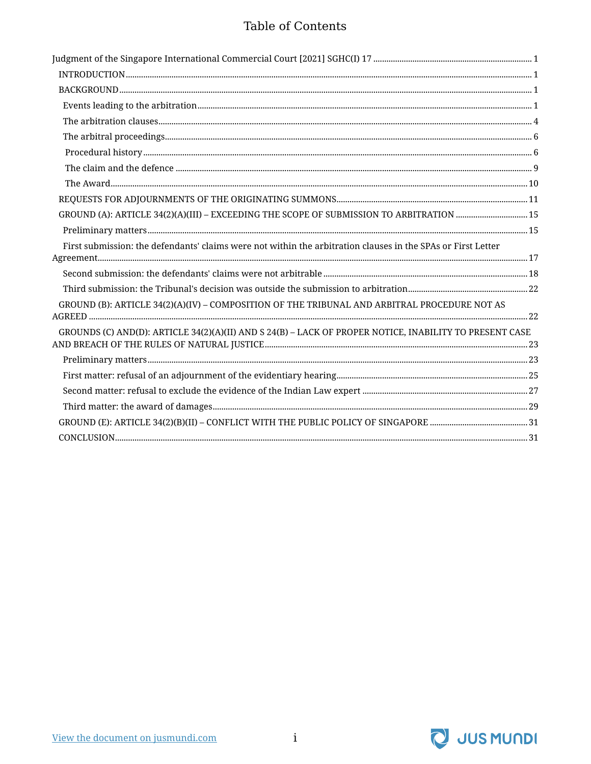# Table of Contents

- Judgment of the Singapore International Commercial Court [2021] SGHC(I) 17 ........ 1
  - INTRODUCTION ........ 1
  - BACKGROUND ........ 1
    - Events leading to the arbitration ........ 1
    - The arbitration clauses ........ 4
    - The arbitral proceedings ........ 6
      - Procedural history ........ 6
      - The claim and the defence ........ 9
      - The Award ........ 10
  - REQUESTS FOR ADJOURNMENTS OF THE ORIGINATING SUMMONS ........ 11
  - GROUND (A): ARTICLE 34(2)(A)(III) – EXCEEDING THE SCOPE OF SUBMISSION TO ARBITRATION ........ 15
    - Preliminary matters ........ 15
    - First submission: the defendants' claims were not within the arbitration clauses in the SPAs or First Letter Agreement ........ 17
    - Second submission: the defendants' claims were not arbitrable ........ 18
    - Third submission: the Tribunal's decision was outside the submission to arbitration ........ 22
  - GROUND (B): ARTICLE 34(2)(A)(IV) – COMPOSITION OF THE TRIBUNAL AND ARBITRAL PROCEDURE NOT AS AGREED ........ 22
  - GROUNDS (C) AND(D): ARTICLE 34(2)(A)(II) AND S 24(B) – LACK OF PROPER NOTICE, INABILITY TO PRESENT CASE AND BREACH OF THE RULES OF NATURAL JUSTICE ........ 23
    - Preliminary matters ........ 23
    - First matter: refusal of an adjournment of the evidentiary hearing ........ 25
    - Second matter: refusal to exclude the evidence of the Indian Law expert ........ 27
    - Third matter: the award of damages ........ 29
  - GROUND (E): ARTICLE 34(2)(B)(II) – CONFLICT WITH THE PUBLIC POLICY OF SINGAPORE ........ 31
  - CONCLUSION ........ 31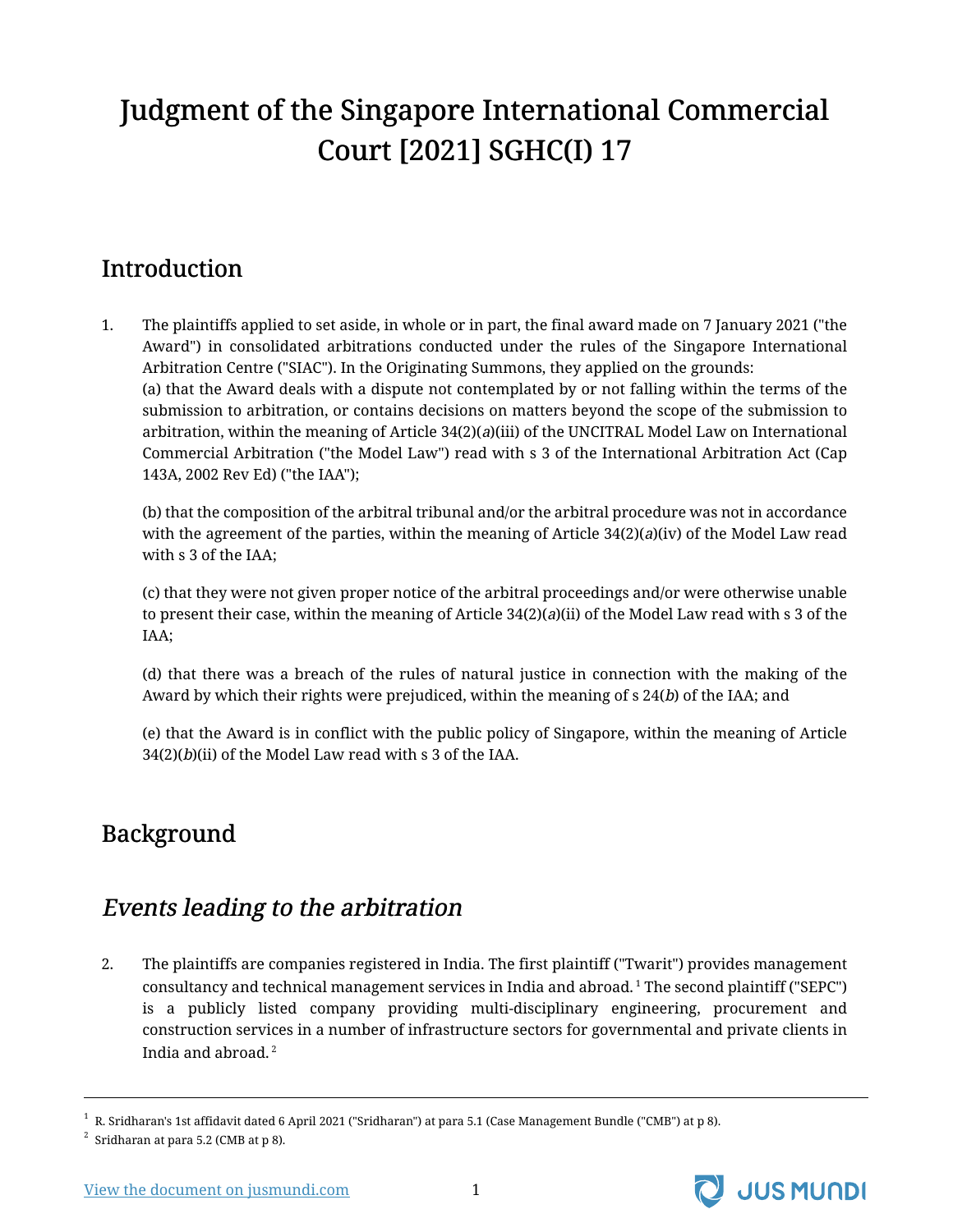# Judgment of the Singapore International Commercial Court [2021] SGHC(I) 17

## Introduction

1. The plaintiffs applied to set aside, in whole or in part, the final award made on 7 January 2021 ("the Award") in consolidated arbitrations conducted under the rules of the Singapore International Arbitration Centre ("SIAC"). In the Originating Summons, they applied on the grounds:

   (a) that the Award deals with a dispute not contemplated by or not falling within the terms of the submission to arbitration, or contains decisions on matters beyond the scope of the submission to arbitration, within the meaning of Article 34(2)(*a*)(iii) of the UNCITRAL Model Law on International Commercial Arbitration ("the Model Law") read with s 3 of the International Arbitration Act (Cap 143A, 2002 Rev Ed) ("the IAA");

   (b) that the composition of the arbitral tribunal and/or the arbitral procedure was not in accordance with the agreement of the parties, within the meaning of Article 34(2)(*a*)(iv) of the Model Law read with s 3 of the IAA;

   (c) that they were not given proper notice of the arbitral proceedings and/or were otherwise unable to present their case, within the meaning of Article 34(2)(*a*)(ii) of the Model Law read with s 3 of the IAA;

   (d) that there was a breach of the rules of natural justice in connection with the making of the Award by which their rights were prejudiced, within the meaning of s 24(*b*) of the IAA; and

   (e) that the Award is in conflict with the public policy of Singapore, within the meaning of Article 34(2)(*b*)(ii) of the Model Law read with s 3 of the IAA.

## Background

## *Events leading to the arbitration*

2. The plaintiffs are companies registered in India. The first plaintiff ("Twarit") provides management consultancy and technical management services in India and abroad. [1] The second plaintiff ("SEPC") is a publicly listed company providing multi-disciplinary engineering, procurement and construction services in a number of infrastructure sectors for governmental and private clients in India and abroad. [2]

---

[1] R. Sridharan's 1st affidavit dated 6 April 2021 ("Sridharan") at para 5.1 (Case Management Bundle ("CMB") at p 8).

[2] Sridharan at para 5.2 (CMB at p 8).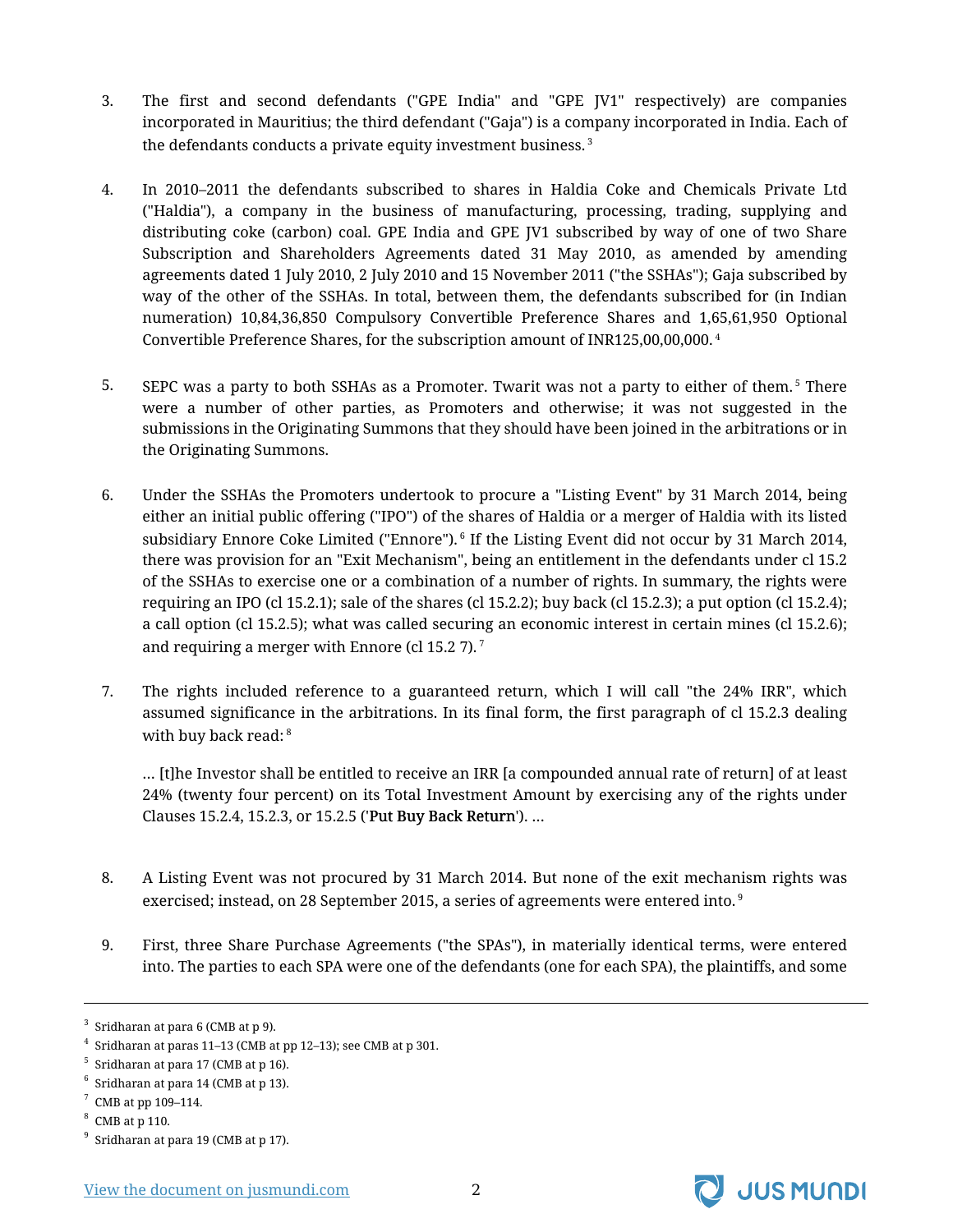3. The first and second defendants ("GPE India" and "GPE JV1" respectively) are companies incorporated in Mauritius; the third defendant ("Gaja") is a company incorporated in India. Each of the defendants conducts a private equity investment business. [3]

4. In 2010–2011 the defendants subscribed to shares in Haldia Coke and Chemicals Private Ltd ("Haldia"), a company in the business of manufacturing, processing, trading, supplying and distributing coke (carbon) coal. GPE India and GPE JV1 subscribed by way of one of two Share Subscription and Shareholders Agreements dated 31 May 2010, as amended by amending agreements dated 1 July 2010, 2 July 2010 and 15 November 2011 ("the SSHAs"); Gaja subscribed by way of the other of the SSHAs. In total, between them, the defendants subscribed for (in Indian numeration) 10,84,36,850 Compulsory Convertible Preference Shares and 1,65,61,950 Optional Convertible Preference Shares, for the subscription amount of INR125,00,00,000. [4]

5. SEPC was a party to both SSHAs as a Promoter. Twarit was not a party to either of them. [5] There were a number of other parties, as Promoters and otherwise; it was not suggested in the submissions in the Originating Summons that they should have been joined in the arbitrations or in the Originating Summons.

6. Under the SSHAs the Promoters undertook to procure a "Listing Event" by 31 March 2014, being either an initial public offering ("IPO") of the shares of Haldia or a merger of Haldia with its listed subsidiary Ennore Coke Limited ("Ennore"). [6] If the Listing Event did not occur by 31 March 2014, there was provision for an "Exit Mechanism", being an entitlement in the defendants under cl 15.2 of the SSHAs to exercise one or a combination of a number of rights. In summary, the rights were requiring an IPO (cl 15.2.1); sale of the shares (cl 15.2.2); buy back (cl 15.2.3); a put option (cl 15.2.4); a call option (cl 15.2.5); what was called securing an economic interest in certain mines (cl 15.2.6); and requiring a merger with Ennore (cl 15.2 7). [7]

7. The rights included reference to a guaranteed return, which I will call "the 24% IRR", which assumed significance in the arbitrations. In its final form, the first paragraph of cl 15.2.3 dealing with buy back read: [8]

   … [t]he Investor shall be entitled to receive an IRR [a compounded annual rate of return] of at least 24% (twenty four percent) on its Total Investment Amount by exercising any of the rights under Clauses 15.2.4, 15.2.3, or 15.2.5 ('**Put Buy Back Return**'). …

8. A Listing Event was not procured by 31 March 2014. But none of the exit mechanism rights was exercised; instead, on 28 September 2015, a series of agreements were entered into. [9]

9. First, three Share Purchase Agreements ("the SPAs"), in materially identical terms, were entered into. The parties to each SPA were one of the defendants (one for each SPA), the plaintiffs, and some

---

[3] Sridharan at para 6 (CMB at p 9).

[4] Sridharan at paras 11–13 (CMB at pp 12–13); see CMB at p 301.

[5] Sridharan at para 17 (CMB at p 16).

[6] Sridharan at para 14 (CMB at p 13).

[7] CMB at pp 109–114.

[8] CMB at p 110.

[9] Sridharan at para 19 (CMB at p 17).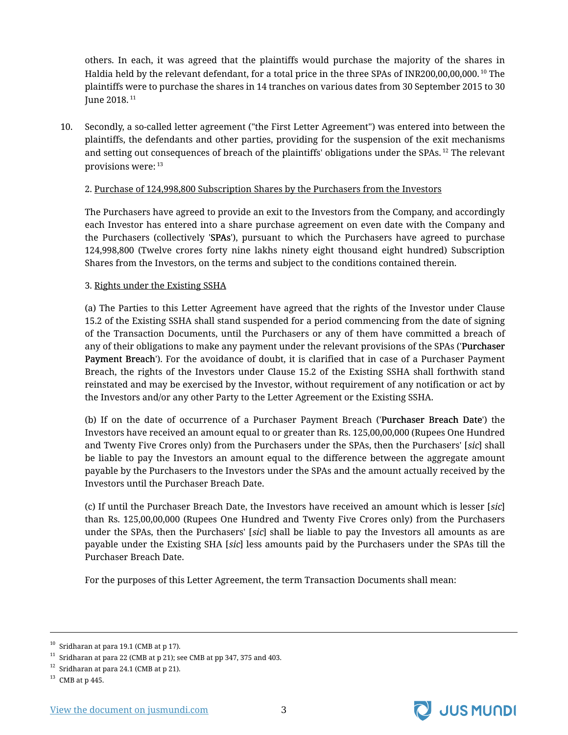others. In each, it was agreed that the plaintiffs would purchase the majority of the shares in Haldia held by the relevant defendant, for a total price in the three SPAs of INR200,00,00,000.[10] The plaintiffs were to purchase the shares in 14 tranches on various dates from 30 September 2015 to 30 June 2018.[11]

10. Secondly, a so-called letter agreement ("the First Letter Agreement") was entered into between the plaintiffs, the defendants and other parties, providing for the suspension of the exit mechanisms and setting out consequences of breach of the plaintiffs' obligations under the SPAs.[12] The relevant provisions were:[13]

2. <u>Purchase of 124,998,800 Subscription Shares by the Purchasers from the Investors</u>

The Purchasers have agreed to provide an exit to the Investors from the Company, and accordingly each Investor has entered into a share purchase agreement on even date with the Company and the Purchasers (collectively '**SPAs**'), pursuant to which the Purchasers have agreed to purchase 124,998,800 (Twelve crores forty nine lakhs ninety eight thousand eight hundred) Subscription Shares from the Investors, on the terms and subject to the conditions contained therein.

3. <u>Rights under the Existing SSHA</u>

(a) The Parties to this Letter Agreement have agreed that the rights of the Investor under Clause 15.2 of the Existing SSHA shall stand suspended for a period commencing from the date of signing of the Transaction Documents, until the Purchasers or any of them have committed a breach of any of their obligations to make any payment under the relevant provisions of the SPAs ('**Purchaser Payment Breach**'). For the avoidance of doubt, it is clarified that in case of a Purchaser Payment Breach, the rights of the Investors under Clause 15.2 of the Existing SSHA shall forthwith stand reinstated and may be exercised by the Investor, without requirement of any notification or act by the Investors and/or any other Party to the Letter Agreement or the Existing SSHA.

(b) If on the date of occurrence of a Purchaser Payment Breach ('**Purchaser Breach Date**') the Investors have received an amount equal to or greater than Rs. 125,00,00,000 (Rupees One Hundred and Twenty Five Crores only) from the Purchasers under the SPAs, then the Purchasers' [*sic*] shall be liable to pay the Investors an amount equal to the difference between the aggregate amount payable by the Purchasers to the Investors under the SPAs and the amount actually received by the Investors until the Purchaser Breach Date.

(c) If until the Purchaser Breach Date, the Investors have received an amount which is lesser [*sic*] than Rs. 125,00,00,000 (Rupees One Hundred and Twenty Five Crores only) from the Purchasers under the SPAs, then the Purchasers' [*sic*] shall be liable to pay the Investors all amounts as are payable under the Existing SHA [*sic*] less amounts paid by the Purchasers under the SPAs till the Purchaser Breach Date.

For the purposes of this Letter Agreement, the term Transaction Documents shall mean:

---

[10] Sridharan at para 19.1 (CMB at p 17).

[11] Sridharan at para 22 (CMB at p 21); see CMB at pp 347, 375 and 403.

[12] Sridharan at para 24.1 (CMB at p 21).

[13] CMB at p 445.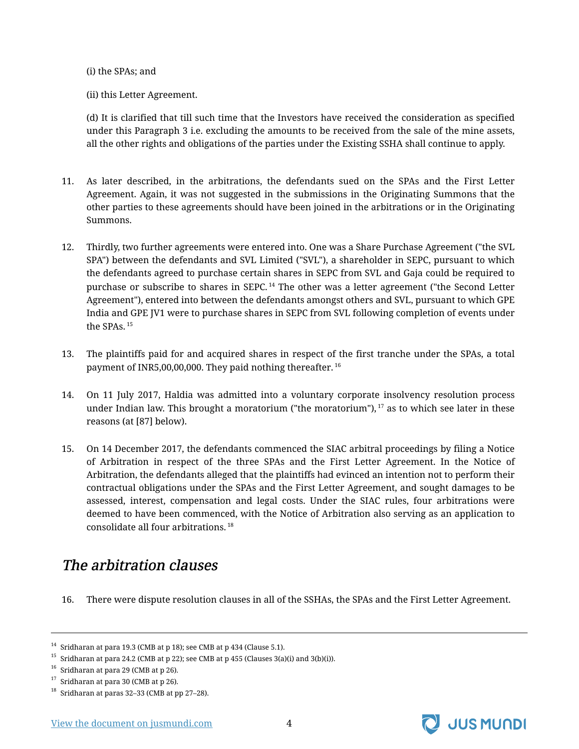(i) the SPAs; and

(ii) this Letter Agreement.

(d) It is clarified that till such time that the Investors have received the consideration as specified under this Paragraph 3 i.e. excluding the amounts to be received from the sale of the mine assets, all the other rights and obligations of the parties under the Existing SSHA shall continue to apply.

11. As later described, in the arbitrations, the defendants sued on the SPAs and the First Letter Agreement. Again, it was not suggested in the submissions in the Originating Summons that the other parties to these agreements should have been joined in the arbitrations or in the Originating Summons.

12. Thirdly, two further agreements were entered into. One was a Share Purchase Agreement ("the SVL SPA") between the defendants and SVL Limited ("SVL"), a shareholder in SEPC, pursuant to which the defendants agreed to purchase certain shares in SEPC from SVL and Gaja could be required to purchase or subscribe to shares in SEPC.[14] The other was a letter agreement ("the Second Letter Agreement"), entered into between the defendants amongst others and SVL, pursuant to which GPE India and GPE JV1 were to purchase shares in SEPC from SVL following completion of events under the SPAs.[15]

13. The plaintiffs paid for and acquired shares in respect of the first tranche under the SPAs, a total payment of INR5,00,00,000. They paid nothing thereafter.[16]

14. On 11 July 2017, Haldia was admitted into a voluntary corporate insolvency resolution process under Indian law. This brought a moratorium ("the moratorium"),[17] as to which see later in these reasons (at [87] below).

15. On 14 December 2017, the defendants commenced the SIAC arbitral proceedings by filing a Notice of Arbitration in respect of the three SPAs and the First Letter Agreement. In the Notice of Arbitration, the defendants alleged that the plaintiffs had evinced an intention not to perform their contractual obligations under the SPAs and the First Letter Agreement, and sought damages to be assessed, interest, compensation and legal costs. Under the SIAC rules, four arbitrations were deemed to have been commenced, with the Notice of Arbitration also serving as an application to consolidate all four arbitrations.[18]

## *The arbitration clauses*

16. There were dispute resolution clauses in all of the SSHAs, the SPAs and the First Letter Agreement.

---

[14] Sridharan at para 19.3 (CMB at p 18); see CMB at p 434 (Clause 5.1).

[15] Sridharan at para 24.2 (CMB at p 22); see CMB at p 455 (Clauses 3(a)(i) and 3(b)(i)).

[16] Sridharan at para 29 (CMB at p 26).

[17] Sridharan at para 30 (CMB at p 26).

[18] Sridharan at paras 32–33 (CMB at pp 27–28).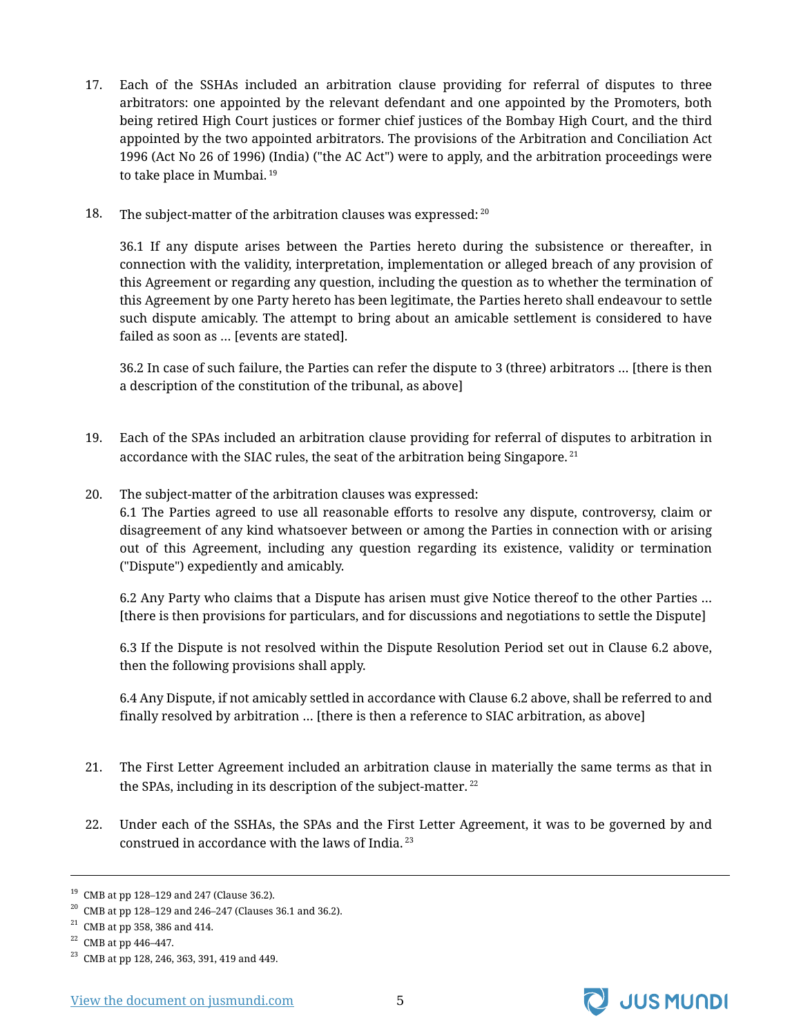17. Each of the SSHAs included an arbitration clause providing for referral of disputes to three arbitrators: one appointed by the relevant defendant and one appointed by the Promoters, both being retired High Court justices or former chief justices of the Bombay High Court, and the third appointed by the two appointed arbitrators. The provisions of the Arbitration and Conciliation Act 1996 (Act No 26 of 1996) (India) ("the AC Act") were to apply, and the arbitration proceedings were to take place in Mumbai. [19]

18. The subject-matter of the arbitration clauses was expressed: [20]

 36.1 If any dispute arises between the Parties hereto during the subsistence or thereafter, in connection with the validity, interpretation, implementation or alleged breach of any provision of this Agreement or regarding any question, including the question as to whether the termination of this Agreement by one Party hereto has been legitimate, the Parties hereto shall endeavour to settle such dispute amicably. The attempt to bring about an amicable settlement is considered to have failed as soon as … [events are stated].

 36.2 In case of such failure, the Parties can refer the dispute to 3 (three) arbitrators … [there is then a description of the constitution of the tribunal, as above]

19. Each of the SPAs included an arbitration clause providing for referral of disputes to arbitration in accordance with the SIAC rules, the seat of the arbitration being Singapore. [21]

20. The subject-matter of the arbitration clauses was expressed:
 6.1 The Parties agreed to use all reasonable efforts to resolve any dispute, controversy, claim or disagreement of any kind whatsoever between or among the Parties in connection with or arising out of this Agreement, including any question regarding its existence, validity or termination ("Dispute") expediently and amicably.

 6.2 Any Party who claims that a Dispute has arisen must give Notice thereof to the other Parties … [there is then provisions for particulars, and for discussions and negotiations to settle the Dispute]

 6.3 If the Dispute is not resolved within the Dispute Resolution Period set out in Clause 6.2 above, then the following provisions shall apply.

 6.4 Any Dispute, if not amicably settled in accordance with Clause 6.2 above, shall be referred to and finally resolved by arbitration … [there is then a reference to SIAC arbitration, as above]

21. The First Letter Agreement included an arbitration clause in materially the same terms as that in the SPAs, including in its description of the subject-matter. [22]

22. Under each of the SSHAs, the SPAs and the First Letter Agreement, it was to be governed by and construed in accordance with the laws of India. [23]

---

[19] CMB at pp 128–129 and 247 (Clause 36.2).

[20] CMB at pp 128–129 and 246–247 (Clauses 36.1 and 36.2).

[21] CMB at pp 358, 386 and 414.

[22] CMB at pp 446–447.

[23] CMB at pp 128, 246, 363, 391, 419 and 449.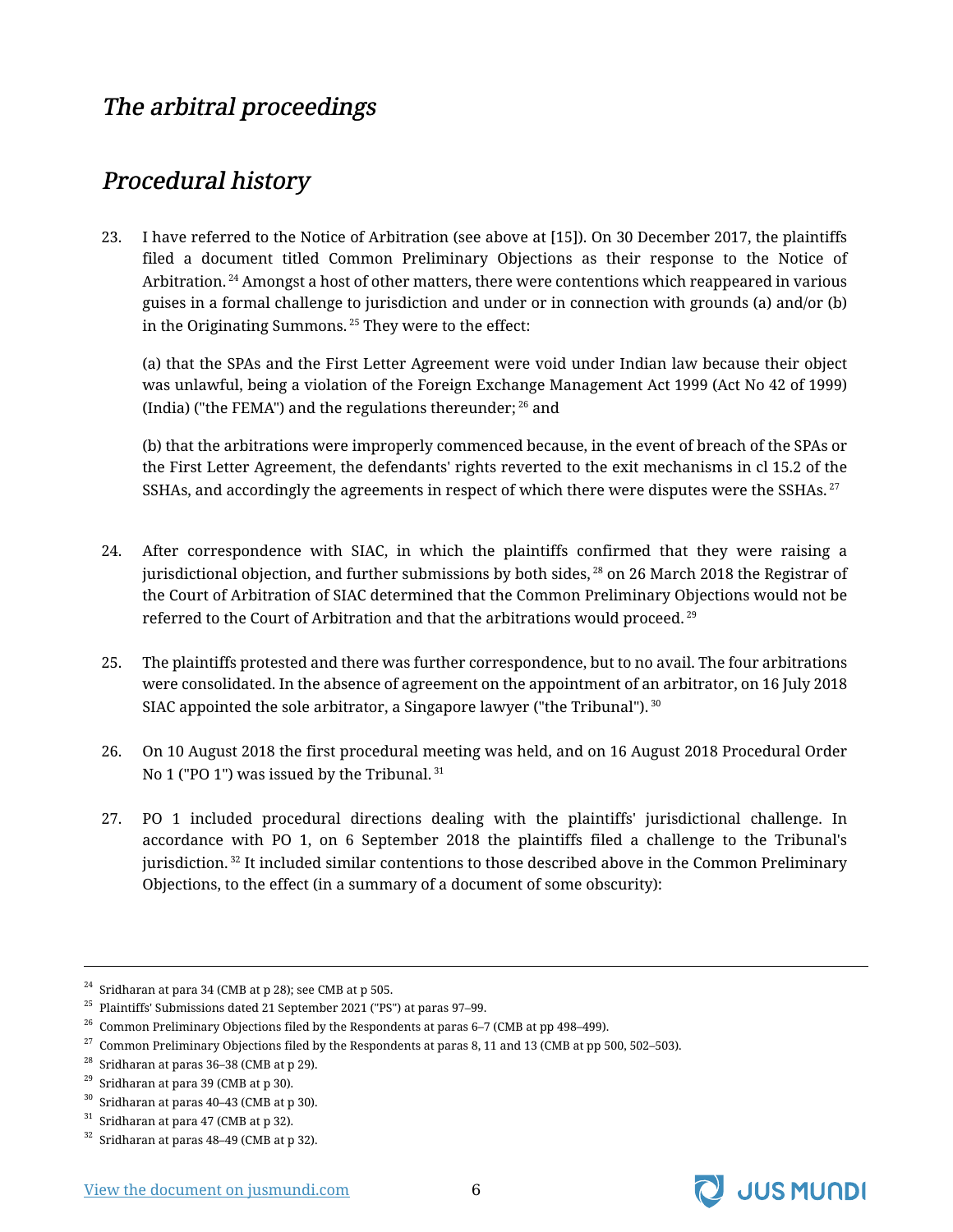## *The arbitral proceedings*

## *Procedural history*

23. I have referred to the Notice of Arbitration (see above at [15]). On 30 December 2017, the plaintiffs filed a document titled Common Preliminary Objections as their response to the Notice of Arbitration. [24] Amongst a host of other matters, there were contentions which reappeared in various guises in a formal challenge to jurisdiction and under or in connection with grounds (a) and/or (b) in the Originating Summons. [25] They were to the effect:

   (a) that the SPAs and the First Letter Agreement were void under Indian law because their object was unlawful, being a violation of the Foreign Exchange Management Act 1999 (Act No 42 of 1999) (India) ("the FEMA") and the regulations thereunder; [26] and

   (b) that the arbitrations were improperly commenced because, in the event of breach of the SPAs or the First Letter Agreement, the defendants' rights reverted to the exit mechanisms in cl 15.2 of the SSHAs, and accordingly the agreements in respect of which there were disputes were the SSHAs. [27]

24. After correspondence with SIAC, in which the plaintiffs confirmed that they were raising a jurisdictional objection, and further submissions by both sides, [28] on 26 March 2018 the Registrar of the Court of Arbitration of SIAC determined that the Common Preliminary Objections would not be referred to the Court of Arbitration and that the arbitrations would proceed. [29]

25. The plaintiffs protested and there was further correspondence, but to no avail. The four arbitrations were consolidated. In the absence of agreement on the appointment of an arbitrator, on 16 July 2018 SIAC appointed the sole arbitrator, a Singapore lawyer ("the Tribunal"). [30]

26. On 10 August 2018 the first procedural meeting was held, and on 16 August 2018 Procedural Order No 1 ("PO 1") was issued by the Tribunal. [31]

27. PO 1 included procedural directions dealing with the plaintiffs' jurisdictional challenge. In accordance with PO 1, on 6 September 2018 the plaintiffs filed a challenge to the Tribunal's jurisdiction. [32] It included similar contentions to those described above in the Common Preliminary Objections, to the effect (in a summary of a document of some obscurity):

---

[24] Sridharan at para 34 (CMB at p 28); see CMB at p 505.

[25] Plaintiffs' Submissions dated 21 September 2021 ("PS") at paras 97–99.

[26] Common Preliminary Objections filed by the Respondents at paras 6–7 (CMB at pp 498–499).

[27] Common Preliminary Objections filed by the Respondents at paras 8, 11 and 13 (CMB at pp 500, 502–503).

[28] Sridharan at paras 36–38 (CMB at p 29).

[29] Sridharan at para 39 (CMB at p 30).

[30] Sridharan at paras 40–43 (CMB at p 30).

[31] Sridharan at para 47 (CMB at p 32).

[32] Sridharan at paras 48–49 (CMB at p 32).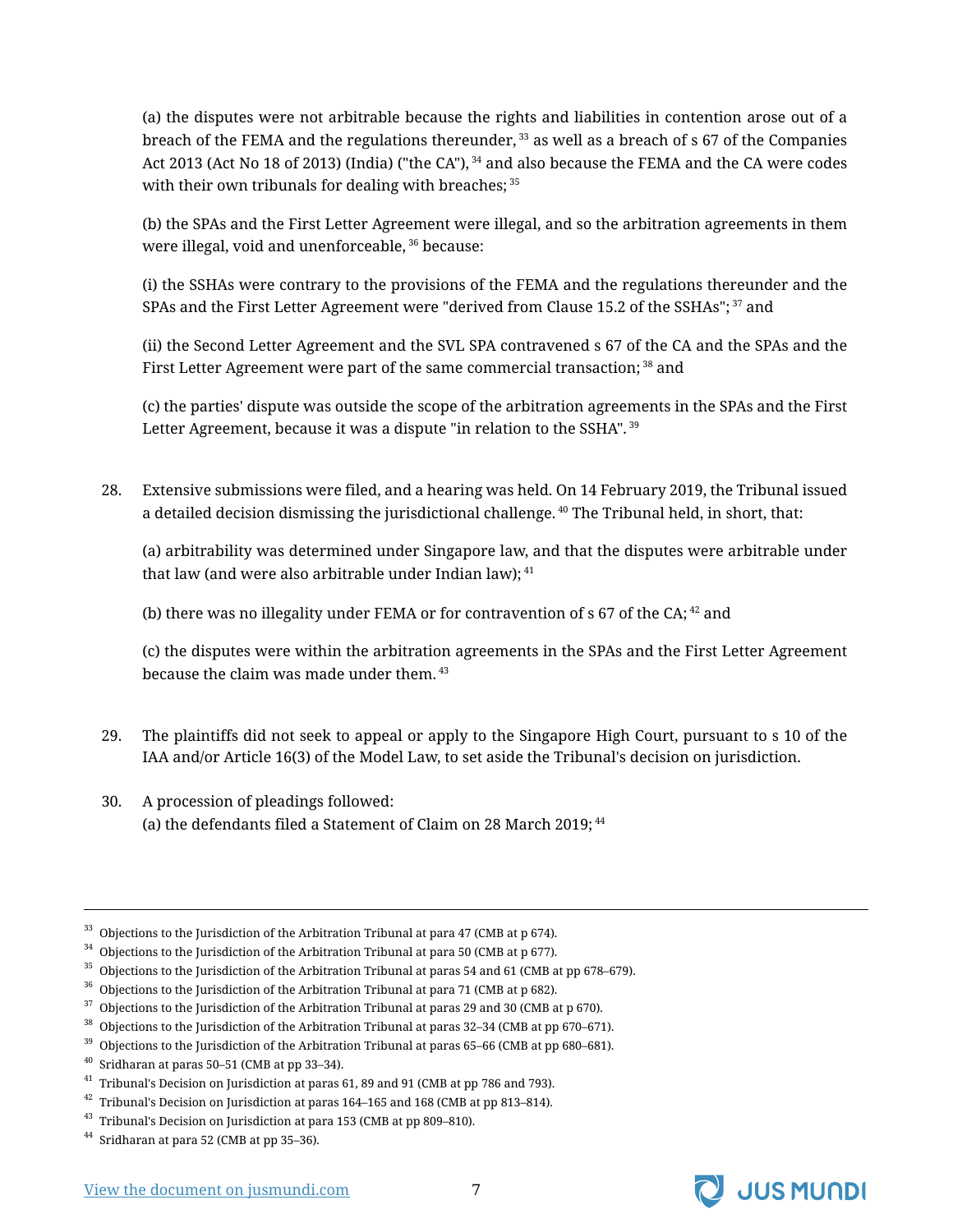(a) the disputes were not arbitrable because the rights and liabilities in contention arose out of a breach of the FEMA and the regulations thereunder, [33] as well as a breach of s 67 of the Companies Act 2013 (Act No 18 of 2013) (India) ("the CA"), [34] and also because the FEMA and the CA were codes with their own tribunals for dealing with breaches; [35]

(b) the SPAs and the First Letter Agreement were illegal, and so the arbitration agreements in them were illegal, void and unenforceable, [36] because:

(i) the SSHAs were contrary to the provisions of the FEMA and the regulations thereunder and the SPAs and the First Letter Agreement were "derived from Clause 15.2 of the SSHAs"; [37] and

(ii) the Second Letter Agreement and the SVL SPA contravened s 67 of the CA and the SPAs and the First Letter Agreement were part of the same commercial transaction; [38] and

(c) the parties' dispute was outside the scope of the arbitration agreements in the SPAs and the First Letter Agreement, because it was a dispute "in relation to the SSHA". [39]

28. Extensive submissions were filed, and a hearing was held. On 14 February 2019, the Tribunal issued a detailed decision dismissing the jurisdictional challenge. [40] The Tribunal held, in short, that:

(a) arbitrability was determined under Singapore law, and that the disputes were arbitrable under that law (and were also arbitrable under Indian law); [41]

(b) there was no illegality under FEMA or for contravention of s 67 of the CA; [42] and

(c) the disputes were within the arbitration agreements in the SPAs and the First Letter Agreement because the claim was made under them. [43]

29. The plaintiffs did not seek to appeal or apply to the Singapore High Court, pursuant to s 10 of the IAA and/or Article 16(3) of the Model Law, to set aside the Tribunal's decision on jurisdiction.

30. A procession of pleadings followed:

(a) the defendants filed a Statement of Claim on 28 March 2019; [44]

---

[33] Objections to the Jurisdiction of the Arbitration Tribunal at para 47 (CMB at p 674).

[34] Objections to the Jurisdiction of the Arbitration Tribunal at para 50 (CMB at p 677).

[35] Objections to the Jurisdiction of the Arbitration Tribunal at paras 54 and 61 (CMB at pp 678–679).

[36] Objections to the Jurisdiction of the Arbitration Tribunal at para 71 (CMB at p 682).

[37] Objections to the Jurisdiction of the Arbitration Tribunal at paras 29 and 30 (CMB at p 670).

[38] Objections to the Jurisdiction of the Arbitration Tribunal at paras 32–34 (CMB at pp 670–671).

[39] Objections to the Jurisdiction of the Arbitration Tribunal at paras 65–66 (CMB at pp 680–681).

[40] Sridharan at paras 50–51 (CMB at pp 33–34).

[41] Tribunal's Decision on Jurisdiction at paras 61, 89 and 91 (CMB at pp 786 and 793).

[42] Tribunal's Decision on Jurisdiction at paras 164–165 and 168 (CMB at pp 813–814).

[43] Tribunal's Decision on Jurisdiction at para 153 (CMB at pp 809–810).

[44] Sridharan at para 52 (CMB at pp 35–36).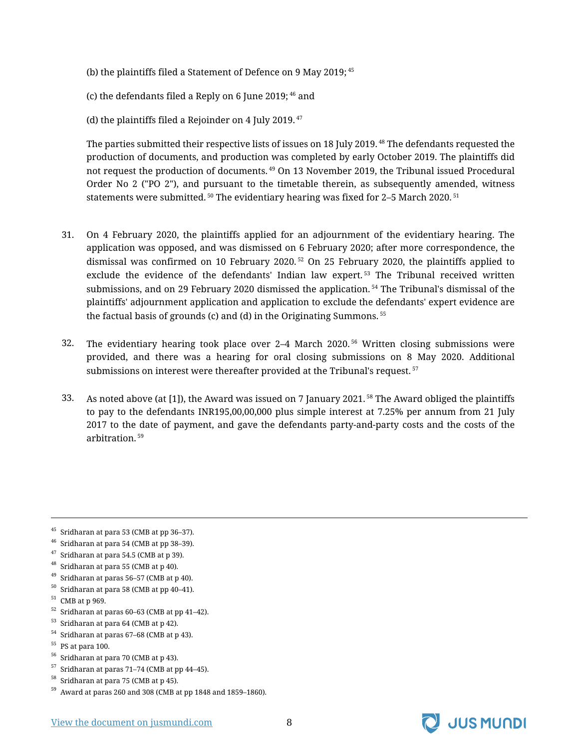(b) the plaintiffs filed a Statement of Defence on 9 May 2019; [45]

(c) the defendants filed a Reply on 6 June 2019; [46] and

(d) the plaintiffs filed a Rejoinder on 4 July 2019. [47]

The parties submitted their respective lists of issues on 18 July 2019. [48] The defendants requested the production of documents, and production was completed by early October 2019. The plaintiffs did not request the production of documents. [49] On 13 November 2019, the Tribunal issued Procedural Order No 2 ("PO 2"), and pursuant to the timetable therein, as subsequently amended, witness statements were submitted. [50] The evidentiary hearing was fixed for 2–5 March 2020. [51]

31. On 4 February 2020, the plaintiffs applied for an adjournment of the evidentiary hearing. The application was opposed, and was dismissed on 6 February 2020; after more correspondence, the dismissal was confirmed on 10 February 2020. [52] On 25 February 2020, the plaintiffs applied to exclude the evidence of the defendants' Indian law expert. [53] The Tribunal received written submissions, and on 29 February 2020 dismissed the application. [54] The Tribunal's dismissal of the plaintiffs' adjournment application and application to exclude the defendants' expert evidence are the factual basis of grounds (c) and (d) in the Originating Summons. [55]

32. The evidentiary hearing took place over 2–4 March 2020. [56] Written closing submissions were provided, and there was a hearing for oral closing submissions on 8 May 2020. Additional submissions on interest were thereafter provided at the Tribunal's request. [57]

33. As noted above (at [1]), the Award was issued on 7 January 2021. [58] The Award obliged the plaintiffs to pay to the defendants INR195,00,00,000 plus simple interest at 7.25% per annum from 21 July 2017 to the date of payment, and gave the defendants party-and-party costs and the costs of the arbitration. [59]

---

[45] Sridharan at para 53 (CMB at pp 36–37).

[46] Sridharan at para 54 (CMB at pp 38–39).

[47] Sridharan at para 54.5 (CMB at p 39).

[48] Sridharan at para 55 (CMB at p 40).

[49] Sridharan at paras 56–57 (CMB at p 40).

[50] Sridharan at para 58 (CMB at pp 40–41).

[51] CMB at p 969.

[52] Sridharan at paras 60–63 (CMB at pp 41–42).

[53] Sridharan at para 64 (CMB at p 42).

[54] Sridharan at paras 67–68 (CMB at p 43).

[55] PS at para 100.

[56] Sridharan at para 70 (CMB at p 43).

[57] Sridharan at paras 71–74 (CMB at pp 44–45).

[58] Sridharan at para 75 (CMB at p 45).

[59] Award at paras 260 and 308 (CMB at pp 1848 and 1859–1860).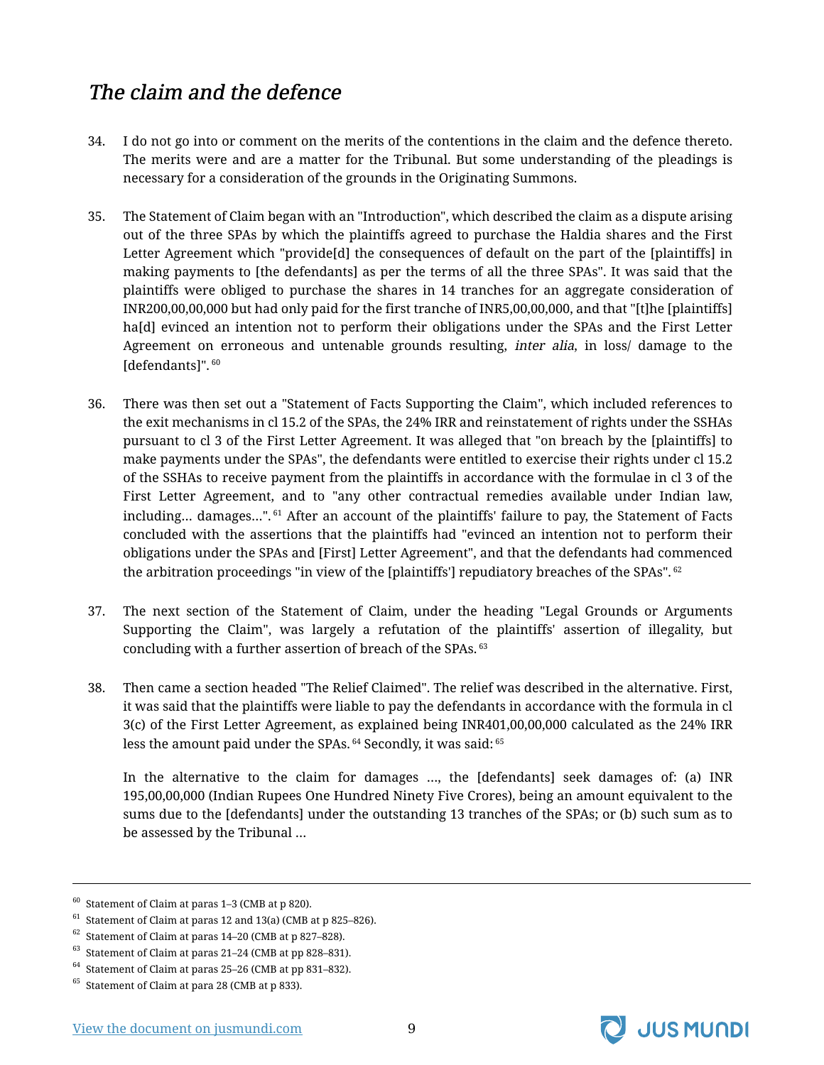## *The claim and the defence*

34. I do not go into or comment on the merits of the contentions in the claim and the defence thereto. The merits were and are a matter for the Tribunal. But some understanding of the pleadings is necessary for a consideration of the grounds in the Originating Summons.

35. The Statement of Claim began with an "Introduction", which described the claim as a dispute arising out of the three SPAs by which the plaintiffs agreed to purchase the Haldia shares and the First Letter Agreement which "provide[d] the consequences of default on the part of the [plaintiffs] in making payments to [the defendants] as per the terms of all the three SPAs". It was said that the plaintiffs were obliged to purchase the shares in 14 tranches for an aggregate consideration of INR200,00,00,000 but had only paid for the first tranche of INR5,00,00,000, and that "[t]he [plaintiffs] ha[d] evinced an intention not to perform their obligations under the SPAs and the First Letter Agreement on erroneous and untenable grounds resulting, *inter alia*, in loss/ damage to the [defendants]". [60]

36. There was then set out a "Statement of Facts Supporting the Claim", which included references to the exit mechanisms in cl 15.2 of the SPAs, the 24% IRR and reinstatement of rights under the SSHAs pursuant to cl 3 of the First Letter Agreement. It was alleged that "on breach by the [plaintiffs] to make payments under the SPAs", the defendants were entitled to exercise their rights under cl 15.2 of the SSHAs to receive payment from the plaintiffs in accordance with the formulae in cl 3 of the First Letter Agreement, and to "any other contractual remedies available under Indian law, including… damages…". [61] After an account of the plaintiffs' failure to pay, the Statement of Facts concluded with the assertions that the plaintiffs had "evinced an intention not to perform their obligations under the SPAs and [First] Letter Agreement", and that the defendants had commenced the arbitration proceedings "in view of the [plaintiffs'] repudiatory breaches of the SPAs". [62]

37. The next section of the Statement of Claim, under the heading "Legal Grounds or Arguments Supporting the Claim", was largely a refutation of the plaintiffs' assertion of illegality, but concluding with a further assertion of breach of the SPAs. [63]

38. Then came a section headed "The Relief Claimed". The relief was described in the alternative. First, it was said that the plaintiffs were liable to pay the defendants in accordance with the formula in cl 3(c) of the First Letter Agreement, as explained being INR401,00,00,000 calculated as the 24% IRR less the amount paid under the SPAs. [64] Secondly, it was said: [65]

> In the alternative to the claim for damages …, the [defendants] seek damages of: (a) INR 195,00,00,000 (Indian Rupees One Hundred Ninety Five Crores), being an amount equivalent to the sums due to the [defendants] under the outstanding 13 tranches of the SPAs; or (b) such sum as to be assessed by the Tribunal …

---

[60] Statement of Claim at paras 1–3 (CMB at p 820).

[61] Statement of Claim at paras 12 and 13(a) (CMB at p 825–826).

[62] Statement of Claim at paras 14–20 (CMB at p 827–828).

[63] Statement of Claim at paras 21–24 (CMB at pp 828–831).

[64] Statement of Claim at paras 25–26 (CMB at pp 831–832).

[65] Statement of Claim at para 28 (CMB at p 833).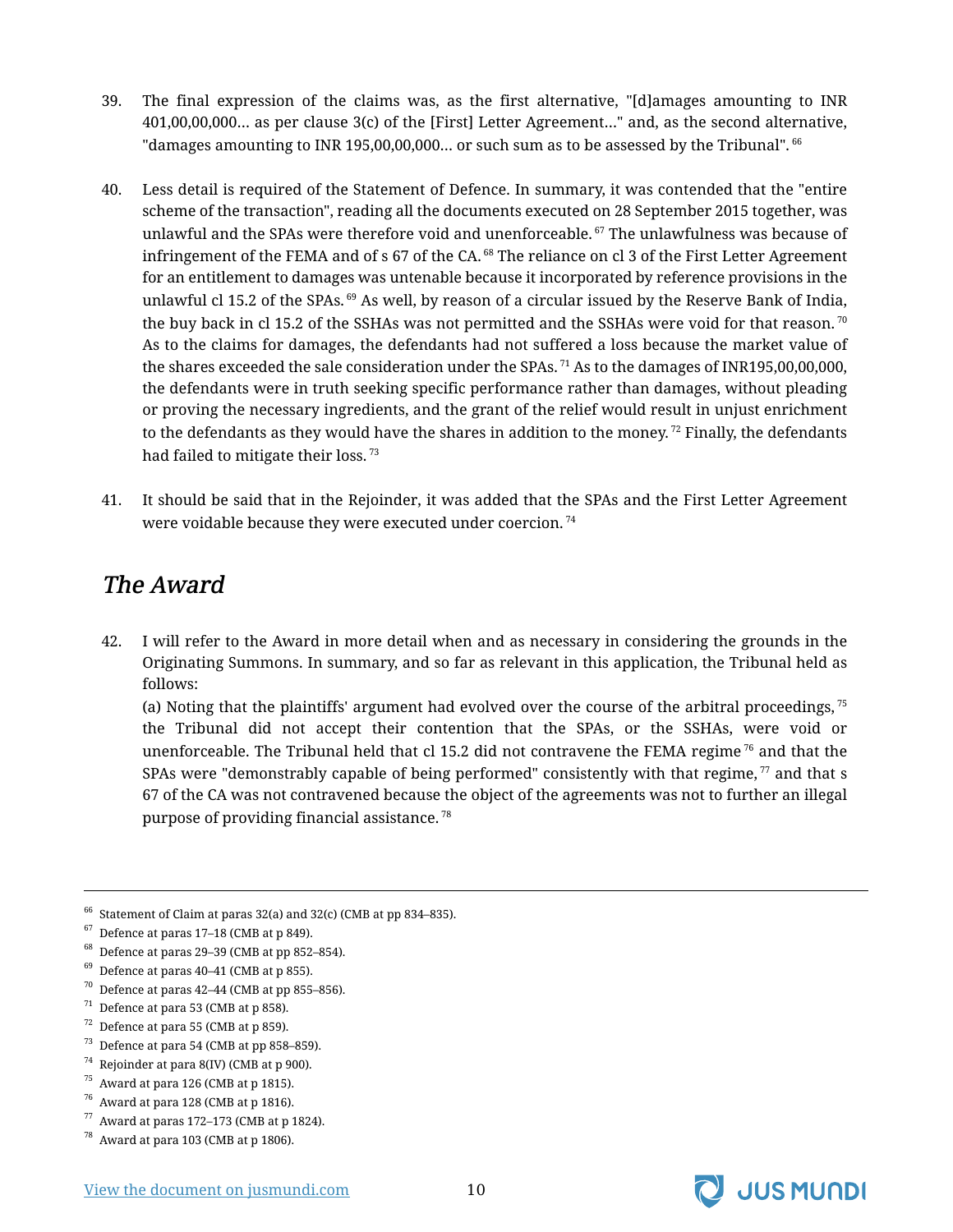39. The final expression of the claims was, as the first alternative, "[d]amages amounting to INR 401,00,00,000... as per clause 3(c) of the [First] Letter Agreement..." and, as the second alternative, "damages amounting to INR 195,00,00,000... or such sum as to be assessed by the Tribunal". [66]

40. Less detail is required of the Statement of Defence. In summary, it was contended that the "entire scheme of the transaction", reading all the documents executed on 28 September 2015 together, was unlawful and the SPAs were therefore void and unenforceable. [67] The unlawfulness was because of infringement of the FEMA and of s 67 of the CA. [68] The reliance on cl 3 of the First Letter Agreement for an entitlement to damages was untenable because it incorporated by reference provisions in the unlawful cl 15.2 of the SPAs. [69] As well, by reason of a circular issued by the Reserve Bank of India, the buy back in cl 15.2 of the SSHAs was not permitted and the SSHAs were void for that reason. [70] As to the claims for damages, the defendants had not suffered a loss because the market value of the shares exceeded the sale consideration under the SPAs. [71] As to the damages of INR195,00,00,000, the defendants were in truth seeking specific performance rather than damages, without pleading or proving the necessary ingredients, and the grant of the relief would result in unjust enrichment to the defendants as they would have the shares in addition to the money. [72] Finally, the defendants had failed to mitigate their loss. [73]

41. It should be said that in the Rejoinder, it was added that the SPAs and the First Letter Agreement were voidable because they were executed under coercion. [74]

## *The Award*

42. I will refer to the Award in more detail when and as necessary in considering the grounds in the Originating Summons. In summary, and so far as relevant in this application, the Tribunal held as follows:

(a) Noting that the plaintiffs' argument had evolved over the course of the arbitral proceedings, [75] the Tribunal did not accept their contention that the SPAs, or the SSHAs, were void or unenforceable. The Tribunal held that cl 15.2 did not contravene the FEMA regime [76] and that the SPAs were "demonstrably capable of being performed" consistently with that regime, [77] and that s 67 of the CA was not contravened because the object of the agreements was not to further an illegal purpose of providing financial assistance. [78]

---

[66] Statement of Claim at paras 32(a) and 32(c) (CMB at pp 834–835).

[67] Defence at paras 17–18 (CMB at p 849).

[68] Defence at paras 29–39 (CMB at pp 852–854).

[69] Defence at paras 40–41 (CMB at p 855).

[70] Defence at paras 42–44 (CMB at pp 855–856).

[71] Defence at para 53 (CMB at p 858).

[72] Defence at para 55 (CMB at p 859).

[73] Defence at para 54 (CMB at pp 858–859).

[74] Rejoinder at para 8(IV) (CMB at p 900).

[75] Award at para 126 (CMB at p 1815).

[76] Award at para 128 (CMB at p 1816).

[77] Award at paras 172–173 (CMB at p 1824).

[78] Award at para 103 (CMB at p 1806).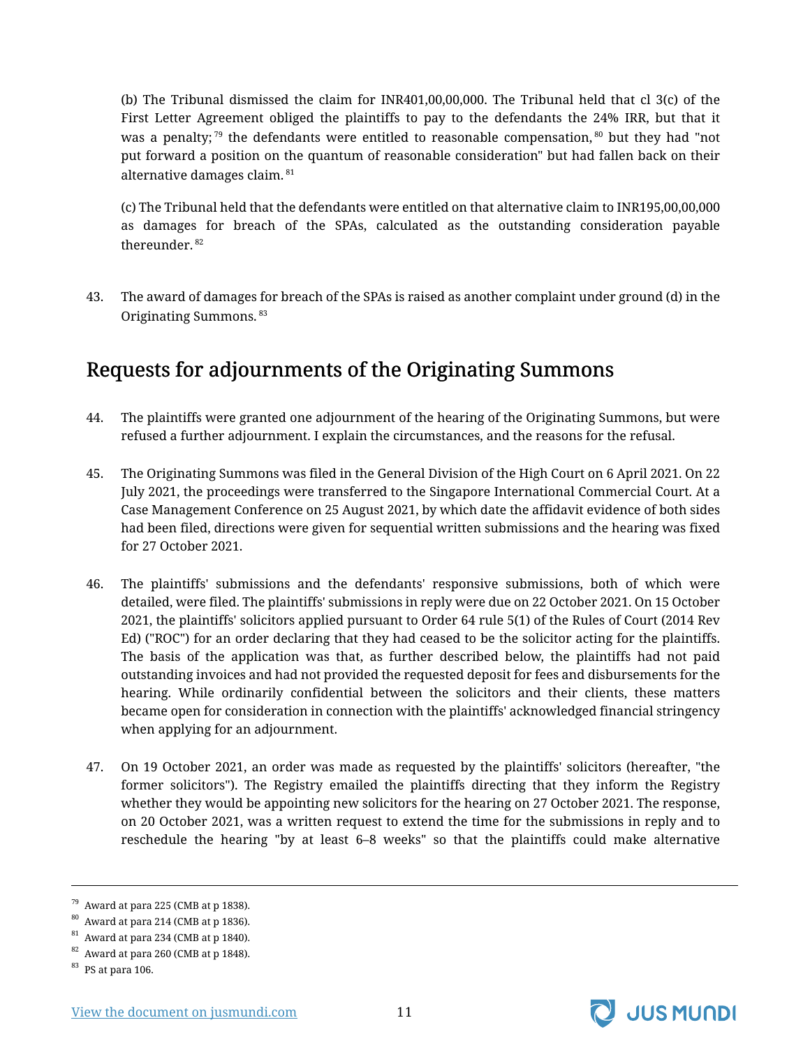(b) The Tribunal dismissed the claim for INR401,00,00,000. The Tribunal held that cl 3(c) of the First Letter Agreement obliged the plaintiffs to pay to the defendants the 24% IRR, but that it was a penalty;[79] the defendants were entitled to reasonable compensation,[80] but they had "not put forward a position on the quantum of reasonable consideration" but had fallen back on their alternative damages claim.[81]

(c) The Tribunal held that the defendants were entitled on that alternative claim to INR195,00,00,000 as damages for breach of the SPAs, calculated as the outstanding consideration payable thereunder.[82]

43. The award of damages for breach of the SPAs is raised as another complaint under ground (d) in the Originating Summons.[83]

## Requests for adjournments of the Originating Summons

44. The plaintiffs were granted one adjournment of the hearing of the Originating Summons, but were refused a further adjournment. I explain the circumstances, and the reasons for the refusal.

45. The Originating Summons was filed in the General Division of the High Court on 6 April 2021. On 22 July 2021, the proceedings were transferred to the Singapore International Commercial Court. At a Case Management Conference on 25 August 2021, by which date the affidavit evidence of both sides had been filed, directions were given for sequential written submissions and the hearing was fixed for 27 October 2021.

46. The plaintiffs' submissions and the defendants' responsive submissions, both of which were detailed, were filed. The plaintiffs' submissions in reply were due on 22 October 2021. On 15 October 2021, the plaintiffs' solicitors applied pursuant to Order 64 rule 5(1) of the Rules of Court (2014 Rev Ed) ("ROC") for an order declaring that they had ceased to be the solicitor acting for the plaintiffs. The basis of the application was that, as further described below, the plaintiffs had not paid outstanding invoices and had not provided the requested deposit for fees and disbursements for the hearing. While ordinarily confidential between the solicitors and their clients, these matters became open for consideration in connection with the plaintiffs' acknowledged financial stringency when applying for an adjournment.

47. On 19 October 2021, an order was made as requested by the plaintiffs' solicitors (hereafter, "the former solicitors"). The Registry emailed the plaintiffs directing that they inform the Registry whether they would be appointing new solicitors for the hearing on 27 October 2021. The response, on 20 October 2021, was a written request to extend the time for the submissions in reply and to reschedule the hearing "by at least 6–8 weeks" so that the plaintiffs could make alternative

---

[79] Award at para 225 (CMB at p 1838).

[80] Award at para 214 (CMB at p 1836).

[81] Award at para 234 (CMB at p 1840).

[82] Award at para 260 (CMB at p 1848).

[83] PS at para 106.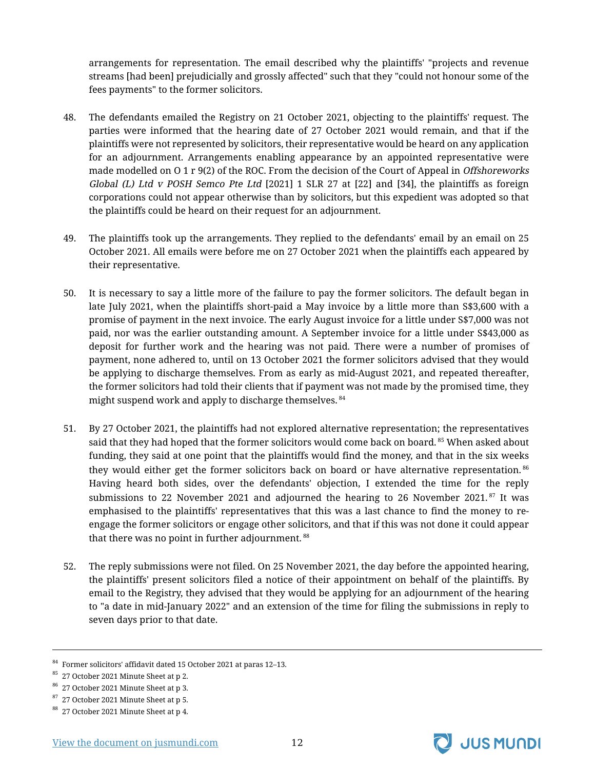arrangements for representation. The email described why the plaintiffs' "projects and revenue streams [had been] prejudicially and grossly affected" such that they "could not honour some of the fees payments" to the former solicitors.

48. The defendants emailed the Registry on 21 October 2021, objecting to the plaintiffs' request. The parties were informed that the hearing date of 27 October 2021 would remain, and that if the plaintiffs were not represented by solicitors, their representative would be heard on any application for an adjournment. Arrangements enabling appearance by an appointed representative were made modelled on O 1 r 9(2) of the ROC. From the decision of the Court of Appeal in *Offshoreworks Global (L) Ltd v POSH Semco Pte Ltd* [2021] 1 SLR 27 at [22] and [34], the plaintiffs as foreign corporations could not appear otherwise than by solicitors, but this expedient was adopted so that the plaintiffs could be heard on their request for an adjournment.

49. The plaintiffs took up the arrangements. They replied to the defendants' email by an email on 25 October 2021. All emails were before me on 27 October 2021 when the plaintiffs each appeared by their representative.

50. It is necessary to say a little more of the failure to pay the former solicitors. The default began in late July 2021, when the plaintiffs short-paid a May invoice by a little more than S$3,600 with a promise of payment in the next invoice. The early August invoice for a little under S$7,000 was not paid, nor was the earlier outstanding amount. A September invoice for a little under S$43,000 as deposit for further work and the hearing was not paid. There were a number of promises of payment, none adhered to, until on 13 October 2021 the former solicitors advised that they would be applying to discharge themselves. From as early as mid-August 2021, and repeated thereafter, the former solicitors had told their clients that if payment was not made by the promised time, they might suspend work and apply to discharge themselves. [84]

51. By 27 October 2021, the plaintiffs had not explored alternative representation; the representatives said that they had hoped that the former solicitors would come back on board. [85] When asked about funding, they said at one point that the plaintiffs would find the money, and that in the six weeks they would either get the former solicitors back on board or have alternative representation. [86] Having heard both sides, over the defendants' objection, I extended the time for the reply submissions to 22 November 2021 and adjourned the hearing to 26 November 2021. [87] It was emphasised to the plaintiffs' representatives that this was a last chance to find the money to re-engage the former solicitors or engage other solicitors, and that if this was not done it could appear that there was no point in further adjournment. [88]

52. The reply submissions were not filed. On 25 November 2021, the day before the appointed hearing, the plaintiffs' present solicitors filed a notice of their appointment on behalf of the plaintiffs. By email to the Registry, they advised that they would be applying for an adjournment of the hearing to "a date in mid-January 2022" and an extension of the time for filing the submissions in reply to seven days prior to that date.

---

[84] Former solicitors' affidavit dated 15 October 2021 at paras 12–13.

[85] 27 October 2021 Minute Sheet at p 2.

[86] 27 October 2021 Minute Sheet at p 3.

[87] 27 October 2021 Minute Sheet at p 5.

[88] 27 October 2021 Minute Sheet at p 4.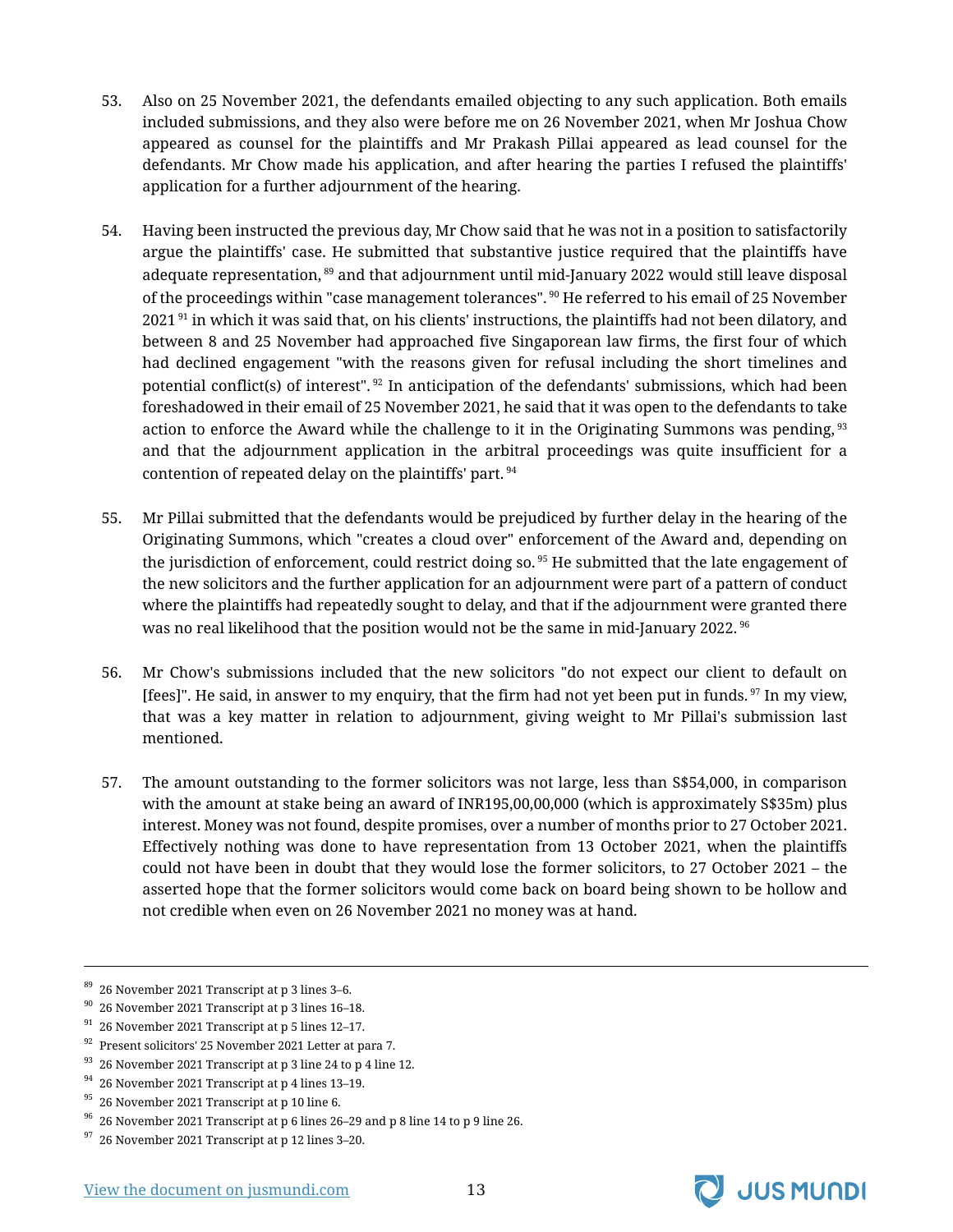53. Also on 25 November 2021, the defendants emailed objecting to any such application. Both emails included submissions, and they also were before me on 26 November 2021, when Mr Joshua Chow appeared as counsel for the plaintiffs and Mr Prakash Pillai appeared as lead counsel for the defendants. Mr Chow made his application, and after hearing the parties I refused the plaintiffs' application for a further adjournment of the hearing.

54. Having been instructed the previous day, Mr Chow said that he was not in a position to satisfactorily argue the plaintiffs' case. He submitted that substantive justice required that the plaintiffs have adequate representation,[89] and that adjournment until mid-January 2022 would still leave disposal of the proceedings within "case management tolerances".[90] He referred to his email of 25 November 2021[91] in which it was said that, on his clients' instructions, the plaintiffs had not been dilatory, and between 8 and 25 November had approached five Singaporean law firms, the first four of which had declined engagement "with the reasons given for refusal including the short timelines and potential conflict(s) of interest".[92] In anticipation of the defendants' submissions, which had been foreshadowed in their email of 25 November 2021, he said that it was open to the defendants to take action to enforce the Award while the challenge to it in the Originating Summons was pending,[93] and that the adjournment application in the arbitral proceedings was quite insufficient for a contention of repeated delay on the plaintiffs' part.[94]

55. Mr Pillai submitted that the defendants would be prejudiced by further delay in the hearing of the Originating Summons, which "creates a cloud over" enforcement of the Award and, depending on the jurisdiction of enforcement, could restrict doing so.[95] He submitted that the late engagement of the new solicitors and the further application for an adjournment were part of a pattern of conduct where the plaintiffs had repeatedly sought to delay, and that if the adjournment were granted there was no real likelihood that the position would not be the same in mid-January 2022.[96]

56. Mr Chow's submissions included that the new solicitors "do not expect our client to default on [fees]". He said, in answer to my enquiry, that the firm had not yet been put in funds.[97] In my view, that was a key matter in relation to adjournment, giving weight to Mr Pillai's submission last mentioned.

57. The amount outstanding to the former solicitors was not large, less than S$54,000, in comparison with the amount at stake being an award of INR195,00,00,000 (which is approximately S$35m) plus interest. Money was not found, despite promises, over a number of months prior to 27 October 2021. Effectively nothing was done to have representation from 13 October 2021, when the plaintiffs could not have been in doubt that they would lose the former solicitors, to 27 October 2021 – the asserted hope that the former solicitors would come back on board being shown to be hollow and not credible when even on 26 November 2021 no money was at hand.

---

[89] 26 November 2021 Transcript at p 3 lines 3–6.

[90] 26 November 2021 Transcript at p 3 lines 16–18.

[91] 26 November 2021 Transcript at p 5 lines 12–17.

[92] Present solicitors' 25 November 2021 Letter at para 7.

[93] 26 November 2021 Transcript at p 3 line 24 to p 4 line 12.

[94] 26 November 2021 Transcript at p 4 lines 13–19.

[95] 26 November 2021 Transcript at p 10 line 6.

[96] 26 November 2021 Transcript at p 6 lines 26–29 and p 8 line 14 to p 9 line 26.

[97] 26 November 2021 Transcript at p 12 lines 3–20.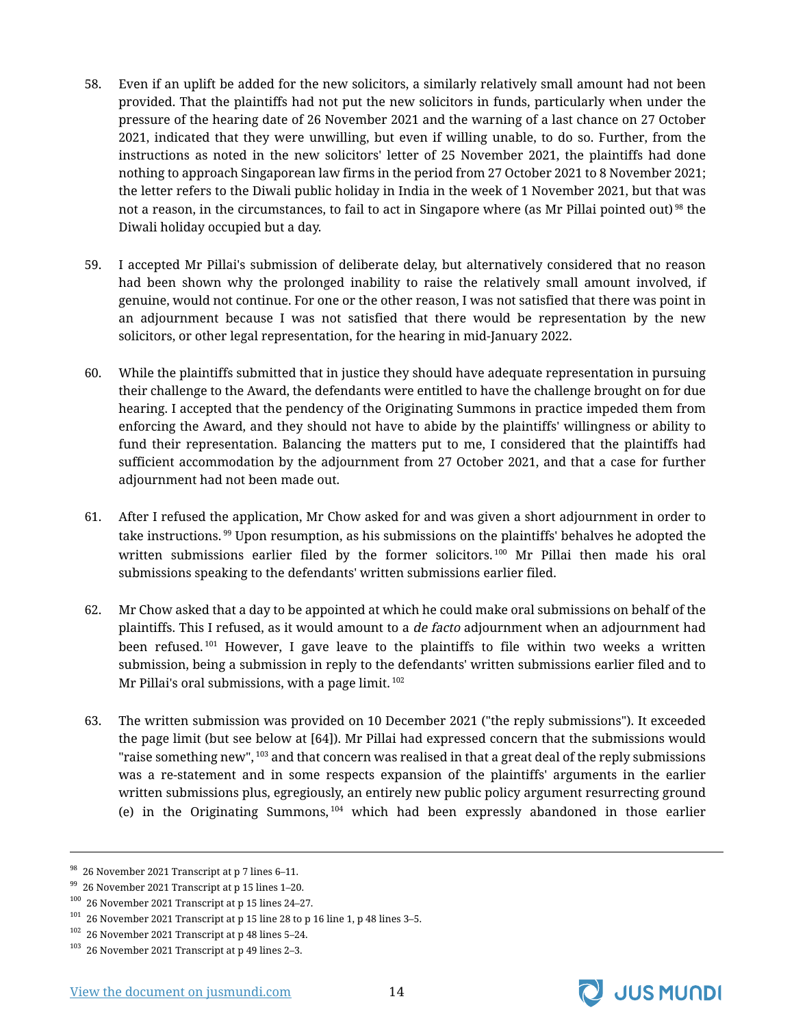58. Even if an uplift be added for the new solicitors, a similarly relatively small amount had not been provided. That the plaintiffs had not put the new solicitors in funds, particularly when under the pressure of the hearing date of 26 November 2021 and the warning of a last chance on 27 October 2021, indicated that they were unwilling, but even if willing unable, to do so. Further, from the instructions as noted in the new solicitors' letter of 25 November 2021, the plaintiffs had done nothing to approach Singaporean law firms in the period from 27 October 2021 to 8 November 2021; the letter refers to the Diwali public holiday in India in the week of 1 November 2021, but that was not a reason, in the circumstances, to fail to act in Singapore where (as Mr Pillai pointed out) [98] the Diwali holiday occupied but a day.

59. I accepted Mr Pillai's submission of deliberate delay, but alternatively considered that no reason had been shown why the prolonged inability to raise the relatively small amount involved, if genuine, would not continue. For one or the other reason, I was not satisfied that there was point in an adjournment because I was not satisfied that there would be representation by the new solicitors, or other legal representation, for the hearing in mid-January 2022.

60. While the plaintiffs submitted that in justice they should have adequate representation in pursuing their challenge to the Award, the defendants were entitled to have the challenge brought on for due hearing. I accepted that the pendency of the Originating Summons in practice impeded them from enforcing the Award, and they should not have to abide by the plaintiffs' willingness or ability to fund their representation. Balancing the matters put to me, I considered that the plaintiffs had sufficient accommodation by the adjournment from 27 October 2021, and that a case for further adjournment had not been made out.

61. After I refused the application, Mr Chow asked for and was given a short adjournment in order to take instructions. [99] Upon resumption, as his submissions on the plaintiffs' behalves he adopted the written submissions earlier filed by the former solicitors. [100] Mr Pillai then made his oral submissions speaking to the defendants' written submissions earlier filed.

62. Mr Chow asked that a day to be appointed at which he could make oral submissions on behalf of the plaintiffs. This I refused, as it would amount to a *de facto* adjournment when an adjournment had been refused. [101] However, I gave leave to the plaintiffs to file within two weeks a written submission, being a submission in reply to the defendants' written submissions earlier filed and to Mr Pillai's oral submissions, with a page limit. [102]

63. The written submission was provided on 10 December 2021 ("the reply submissions"). It exceeded the page limit (but see below at [64]). Mr Pillai had expressed concern that the submissions would "raise something new", [103] and that concern was realised in that a great deal of the reply submissions was a re-statement and in some respects expansion of the plaintiffs' arguments in the earlier written submissions plus, egregiously, an entirely new public policy argument resurrecting ground (e) in the Originating Summons, [104] which had been expressly abandoned in those earlier

---

[98] 26 November 2021 Transcript at p 7 lines 6–11.

[99] 26 November 2021 Transcript at p 15 lines 1–20.

[100] 26 November 2021 Transcript at p 15 lines 24–27.

[101] 26 November 2021 Transcript at p 15 line 28 to p 16 line 1, p 48 lines 3–5.

[102] 26 November 2021 Transcript at p 48 lines 5–24.

[103] 26 November 2021 Transcript at p 49 lines 2–3.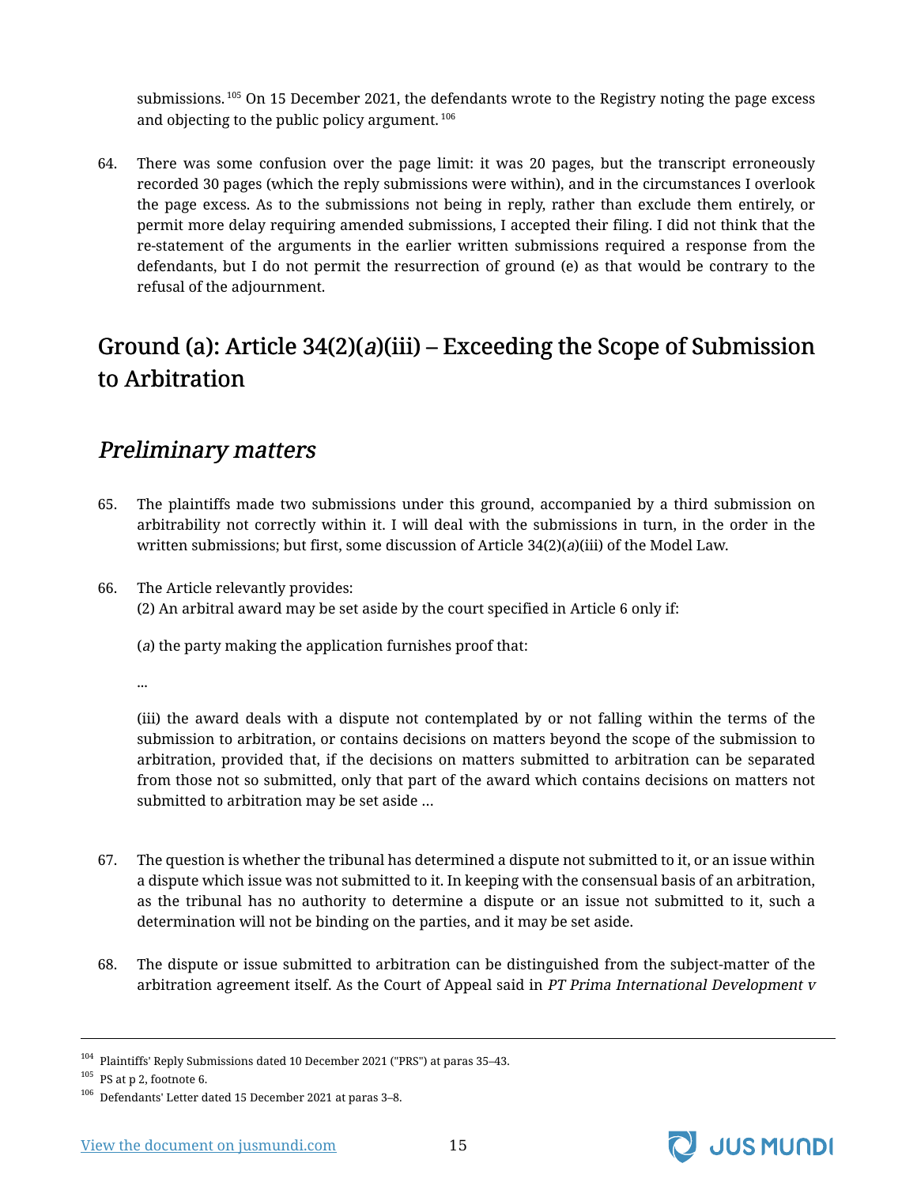submissions.[105] On 15 December 2021, the defendants wrote to the Registry noting the page excess and objecting to the public policy argument.[106]

64. There was some confusion over the page limit: it was 20 pages, but the transcript erroneously recorded 30 pages (which the reply submissions were within), and in the circumstances I overlook the page excess. As to the submissions not being in reply, rather than exclude them entirely, or permit more delay requiring amended submissions, I accepted their filing. I did not think that the re-statement of the arguments in the earlier written submissions required a response from the defendants, but I do not permit the resurrection of ground (e) as that would be contrary to the refusal of the adjournment.

## Ground (a): Article 34(2)(*a*)(iii) – Exceeding the Scope of Submission to Arbitration

### *Preliminary matters*

65. The plaintiffs made two submissions under this ground, accompanied by a third submission on arbitrability not correctly within it. I will deal with the submissions in turn, in the order in the written submissions; but first, some discussion of Article 34(2)(*a*)(iii) of the Model Law.

66. The Article relevantly provides:
(2) An arbitral award may be set aside by the court specified in Article 6 only if:

(*a*) the party making the application furnishes proof that:

...

(iii) the award deals with a dispute not contemplated by or not falling within the terms of the submission to arbitration, or contains decisions on matters beyond the scope of the submission to arbitration, provided that, if the decisions on matters submitted to arbitration can be separated from those not so submitted, only that part of the award which contains decisions on matters not submitted to arbitration may be set aside …

67. The question is whether the tribunal has determined a dispute not submitted to it, or an issue within a dispute which issue was not submitted to it. In keeping with the consensual basis of an arbitration, as the tribunal has no authority to determine a dispute or an issue not submitted to it, such a determination will not be binding on the parties, and it may be set aside.

68. The dispute or issue submitted to arbitration can be distinguished from the subject-matter of the arbitration agreement itself. As the Court of Appeal said in *PT Prima International Development v*

---

[104] Plaintiffs' Reply Submissions dated 10 December 2021 ("PRS") at paras 35–43.

[105] PS at p 2, footnote 6.

[106] Defendants' Letter dated 15 December 2021 at paras 3–8.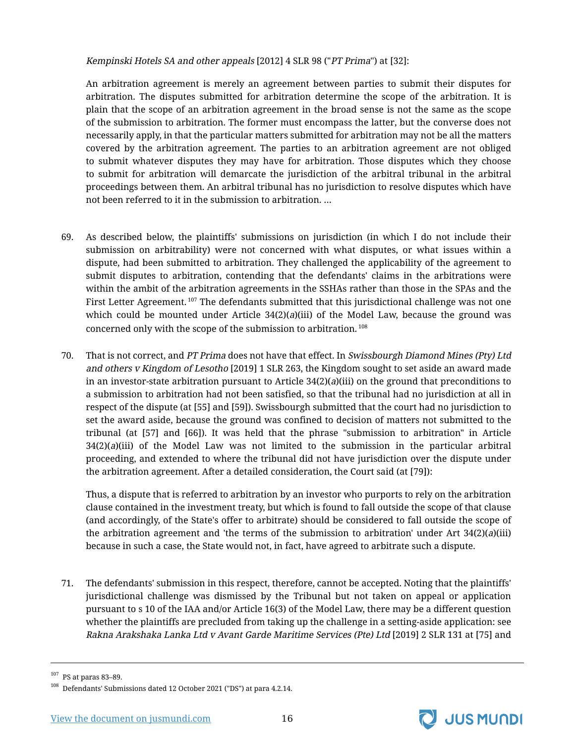*Kempinski Hotels SA and other appeals* [2012] 4 SLR 98 ("*PT Prima*") at [32]:

> An arbitration agreement is merely an agreement between parties to submit their disputes for arbitration. The disputes submitted for arbitration determine the scope of the arbitration. It is plain that the scope of an arbitration agreement in the broad sense is not the same as the scope of the submission to arbitration. The former must encompass the latter, but the converse does not necessarily apply, in that the particular matters submitted for arbitration may not be all the matters covered by the arbitration agreement. The parties to an arbitration agreement are not obliged to submit whatever disputes they may have for arbitration. Those disputes which they choose to submit for arbitration will demarcate the jurisdiction of the arbitral tribunal in the arbitral proceedings between them. An arbitral tribunal has no jurisdiction to resolve disputes which have not been referred to it in the submission to arbitration. …

69. As described below, the plaintiffs' submissions on jurisdiction (in which I do not include their submission on arbitrability) were not concerned with what disputes, or what issues within a dispute, had been submitted to arbitration. They challenged the applicability of the agreement to submit disputes to arbitration, contending that the defendants' claims in the arbitrations were within the ambit of the arbitration agreements in the SSHAs rather than those in the SPAs and the First Letter Agreement.[107] The defendants submitted that this jurisdictional challenge was not one which could be mounted under Article 34(2)(*a*)(iii) of the Model Law, because the ground was concerned only with the scope of the submission to arbitration.[108]

70. That is not correct, and *PT Prima* does not have that effect. In *Swissbourgh Diamond Mines (Pty) Ltd and others v Kingdom of Lesotho* [2019] 1 SLR 263, the Kingdom sought to set aside an award made in an investor-state arbitration pursuant to Article 34(2)(*a*)(iii) on the ground that preconditions to a submission to arbitration had not been satisfied, so that the tribunal had no jurisdiction at all in respect of the dispute (at [55] and [59]). Swissbourgh submitted that the court had no jurisdiction to set the award aside, because the ground was confined to decision of matters not submitted to the tribunal (at [57] and [66]). It was held that the phrase "submission to arbitration" in Article 34(2)(*a*)(iii) of the Model Law was not limited to the submission in the particular arbitral proceeding, and extended to where the tribunal did not have jurisdiction over the dispute under the arbitration agreement. After a detailed consideration, the Court said (at [79]):

> Thus, a dispute that is referred to arbitration by an investor who purports to rely on the arbitration clause contained in the investment treaty, but which is found to fall outside the scope of that clause (and accordingly, of the State's offer to arbitrate) should be considered to fall outside the scope of the arbitration agreement and 'the terms of the submission to arbitration' under Art 34(2)(*a*)(iii) because in such a case, the State would not, in fact, have agreed to arbitrate such a dispute.

71. The defendants' submission in this respect, therefore, cannot be accepted. Noting that the plaintiffs' jurisdictional challenge was dismissed by the Tribunal but not taken on appeal or application pursuant to s 10 of the IAA and/or Article 16(3) of the Model Law, there may be a different question whether the plaintiffs are precluded from taking up the challenge in a setting-aside application: see *Rakna Arakshaka Lanka Ltd v Avant Garde Maritime Services (Pte) Ltd* [2019] 2 SLR 131 at [75] and

---

[107] PS at paras 83–89.

[108] Defendants' Submissions dated 12 October 2021 ("DS") at para 4.2.14.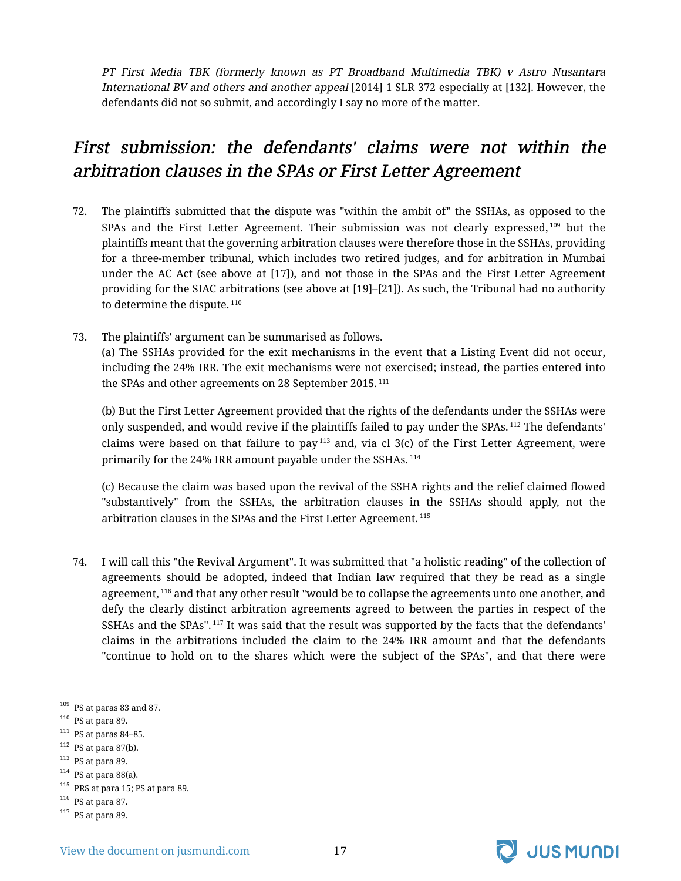*PT First Media TBK (formerly known as PT Broadband Multimedia TBK) v Astro Nusantara International BV and others and another appeal* [2014] 1 SLR 372 especially at [132]. However, the defendants did not so submit, and accordingly I say no more of the matter.

## *First submission: the defendants' claims were not within the arbitration clauses in the SPAs or First Letter Agreement*

72. The plaintiffs submitted that the dispute was "within the ambit of" the SSHAs, as opposed to the SPAs and the First Letter Agreement. Their submission was not clearly expressed,[109] but the plaintiffs meant that the governing arbitration clauses were therefore those in the SSHAs, providing for a three-member tribunal, which includes two retired judges, and for arbitration in Mumbai under the AC Act (see above at [17]), and not those in the SPAs and the First Letter Agreement providing for the SIAC arbitrations (see above at [19]–[21]). As such, the Tribunal had no authority to determine the dispute.[110]

73. The plaintiffs' argument can be summarised as follows.

    (a) The SSHAs provided for the exit mechanisms in the event that a Listing Event did not occur, including the 24% IRR. The exit mechanisms were not exercised; instead, the parties entered into the SPAs and other agreements on 28 September 2015.[111]

    (b) But the First Letter Agreement provided that the rights of the defendants under the SSHAs were only suspended, and would revive if the plaintiffs failed to pay under the SPAs.[112] The defendants' claims were based on that failure to pay[113] and, via cl 3(c) of the First Letter Agreement, were primarily for the 24% IRR amount payable under the SSHAs.[114]

    (c) Because the claim was based upon the revival of the SSHA rights and the relief claimed flowed "substantively" from the SSHAs, the arbitration clauses in the SSHAs should apply, not the arbitration clauses in the SPAs and the First Letter Agreement.[115]

74. I will call this "the Revival Argument". It was submitted that "a holistic reading" of the collection of agreements should be adopted, indeed that Indian law required that they be read as a single agreement,[116] and that any other result "would be to collapse the agreements unto one another, and defy the clearly distinct arbitration agreements agreed to between the parties in respect of the SSHAs and the SPAs".[117] It was said that the result was supported by the facts that the defendants' claims in the arbitrations included the claim to the 24% IRR amount and that the defendants "continue to hold on to the shares which were the subject of the SPAs", and that there were

---

[109] PS at paras 83 and 87.

[110] PS at para 89.

[111] PS at paras 84–85.

[112] PS at para 87(b).

[113] PS at para 89.

[114] PS at para 88(a).

[115] PRS at para 15; PS at para 89.

[116] PS at para 87.

[117] PS at para 89.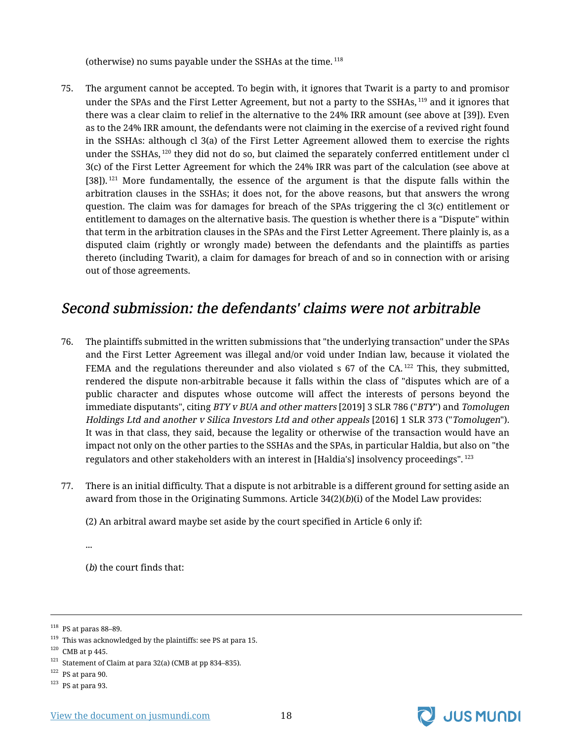(otherwise) no sums payable under the SSHAs at the time. [118]

75. The argument cannot be accepted. To begin with, it ignores that Twarit is a party to and promisor under the SPAs and the First Letter Agreement, but not a party to the SSHAs, [119] and it ignores that there was a clear claim to relief in the alternative to the 24% IRR amount (see above at [39]). Even as to the 24% IRR amount, the defendants were not claiming in the exercise of a revived right found in the SSHAs: although cl 3(a) of the First Letter Agreement allowed them to exercise the rights under the SSHAs, [120] they did not do so, but claimed the separately conferred entitlement under cl 3(c) of the First Letter Agreement for which the 24% IRR was part of the calculation (see above at [38]). [121] More fundamentally, the essence of the argument is that the dispute falls within the arbitration clauses in the SSHAs; it does not, for the above reasons, but that answers the wrong question. The claim was for damages for breach of the SPAs triggering the cl 3(c) entitlement or entitlement to damages on the alternative basis. The question is whether there is a "Dispute" within that term in the arbitration clauses in the SPAs and the First Letter Agreement. There plainly is, as a disputed claim (rightly or wrongly made) between the defendants and the plaintiffs as parties thereto (including Twarit), a claim for damages for breach of and so in connection with or arising out of those agreements.

## *Second submission: the defendants' claims were not arbitrable*

76. The plaintiffs submitted in the written submissions that "the underlying transaction" under the SPAs and the First Letter Agreement was illegal and/or void under Indian law, because it violated the FEMA and the regulations thereunder and also violated s 67 of the CA. [122] This, they submitted, rendered the dispute non-arbitrable because it falls within the class of "disputes which are of a public character and disputes whose outcome will affect the interests of persons beyond the immediate disputants", citing *BTY v BUA and other matters* [2019] 3 SLR 786 ("*BTY*") and *Tomolugen Holdings Ltd and another v Silica Investors Ltd and other appeals* [2016] 1 SLR 373 ("*Tomolugen*"). It was in that class, they said, because the legality or otherwise of the transaction would have an impact not only on the other parties to the SSHAs and the SPAs, in particular Haldia, but also on "the regulators and other stakeholders with an interest in [Haldia's] insolvency proceedings". [123]

77. There is an initial difficulty. That a dispute is not arbitrable is a different ground for setting aside an award from those in the Originating Summons. Article 34(2)(*b*)(i) of the Model Law provides:

(2) An arbitral award maybe set aside by the court specified in Article 6 only if:

...

(*b*) the court finds that:

---

[118] PS at paras 88–89.

[119] This was acknowledged by the plaintiffs: see PS at para 15.

[120] CMB at p 445.

[121] Statement of Claim at para 32(a) (CMB at pp 834–835).

[122] PS at para 90.

[123] PS at para 93.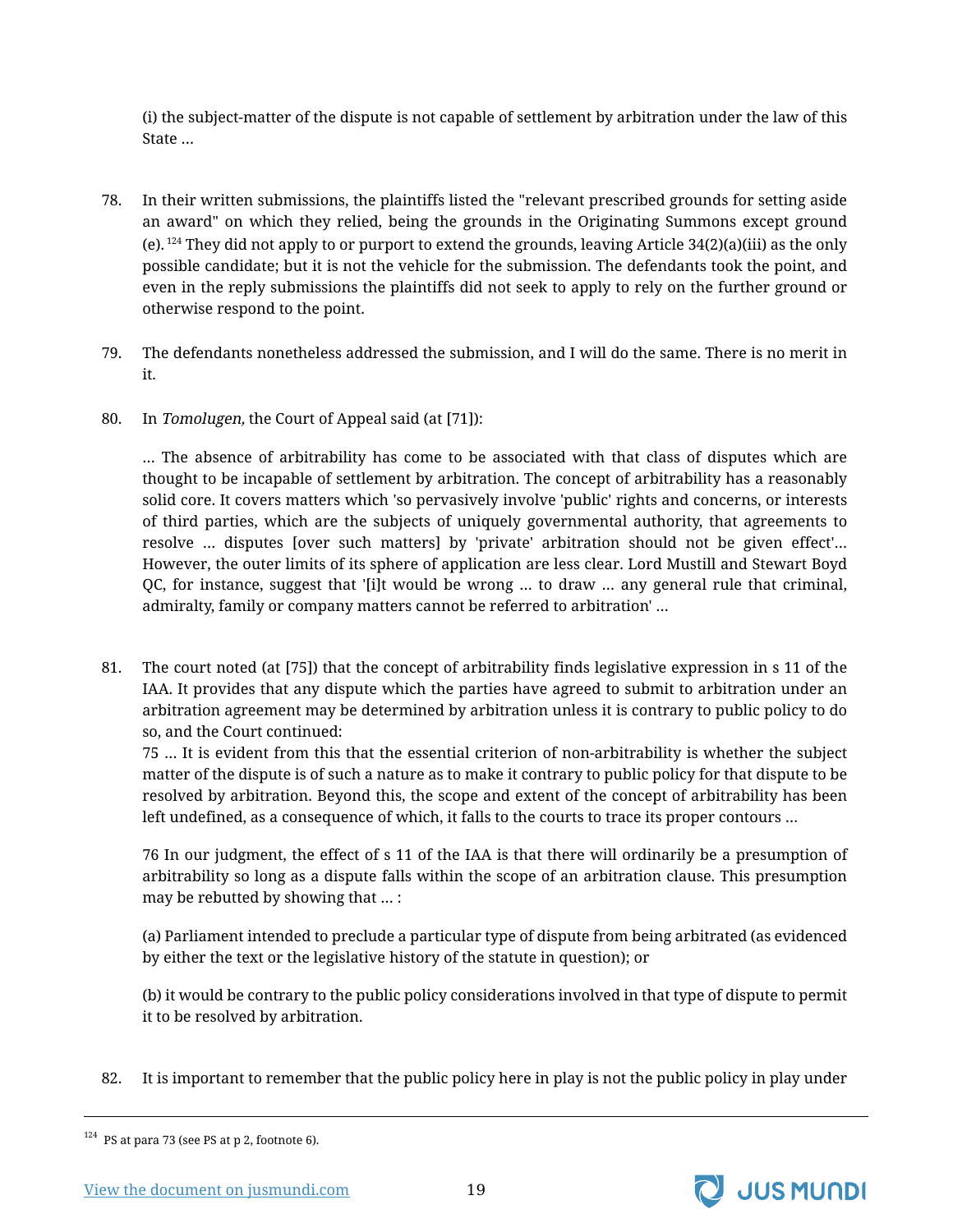(i) the subject-matter of the dispute is not capable of settlement by arbitration under the law of this State …

78. In their written submissions, the plaintiffs listed the "relevant prescribed grounds for setting aside an award" on which they relied, being the grounds in the Originating Summons except ground (e). [124] They did not apply to or purport to extend the grounds, leaving Article 34(2)(a)(iii) as the only possible candidate; but it is not the vehicle for the submission. The defendants took the point, and even in the reply submissions the plaintiffs did not seek to apply to rely on the further ground or otherwise respond to the point.

79. The defendants nonetheless addressed the submission, and I will do the same. There is no merit in it.

80. In *Tomolugen,* the Court of Appeal said (at [71]):

> … The absence of arbitrability has come to be associated with that class of disputes which are thought to be incapable of settlement by arbitration. The concept of arbitrability has a reasonably solid core. It covers matters which 'so pervasively involve 'public' rights and concerns, or interests of third parties, which are the subjects of uniquely governmental authority, that agreements to resolve … disputes [over such matters] by 'private' arbitration should not be given effect'… However, the outer limits of its sphere of application are less clear. Lord Mustill and Stewart Boyd QC, for instance, suggest that '[i]t would be wrong … to draw … any general rule that criminal, admiralty, family or company matters cannot be referred to arbitration' …

81. The court noted (at [75]) that the concept of arbitrability finds legislative expression in s 11 of the IAA. It provides that any dispute which the parties have agreed to submit to arbitration under an arbitration agreement may be determined by arbitration unless it is contrary to public policy to do so, and the Court continued:

> 75 … It is evident from this that the essential criterion of non-arbitrability is whether the subject matter of the dispute is of such a nature as to make it contrary to public policy for that dispute to be resolved by arbitration. Beyond this, the scope and extent of the concept of arbitrability has been left undefined, as a consequence of which, it falls to the courts to trace its proper contours …
>
> 76 In our judgment, the effect of s 11 of the IAA is that there will ordinarily be a presumption of arbitrability so long as a dispute falls within the scope of an arbitration clause. This presumption may be rebutted by showing that … :
>
> (a) Parliament intended to preclude a particular type of dispute from being arbitrated (as evidenced by either the text or the legislative history of the statute in question); or
>
> (b) it would be contrary to the public policy considerations involved in that type of dispute to permit it to be resolved by arbitration.

82. It is important to remember that the public policy here in play is not the public policy in play under

---

[124] PS at para 73 (see PS at p 2, footnote 6).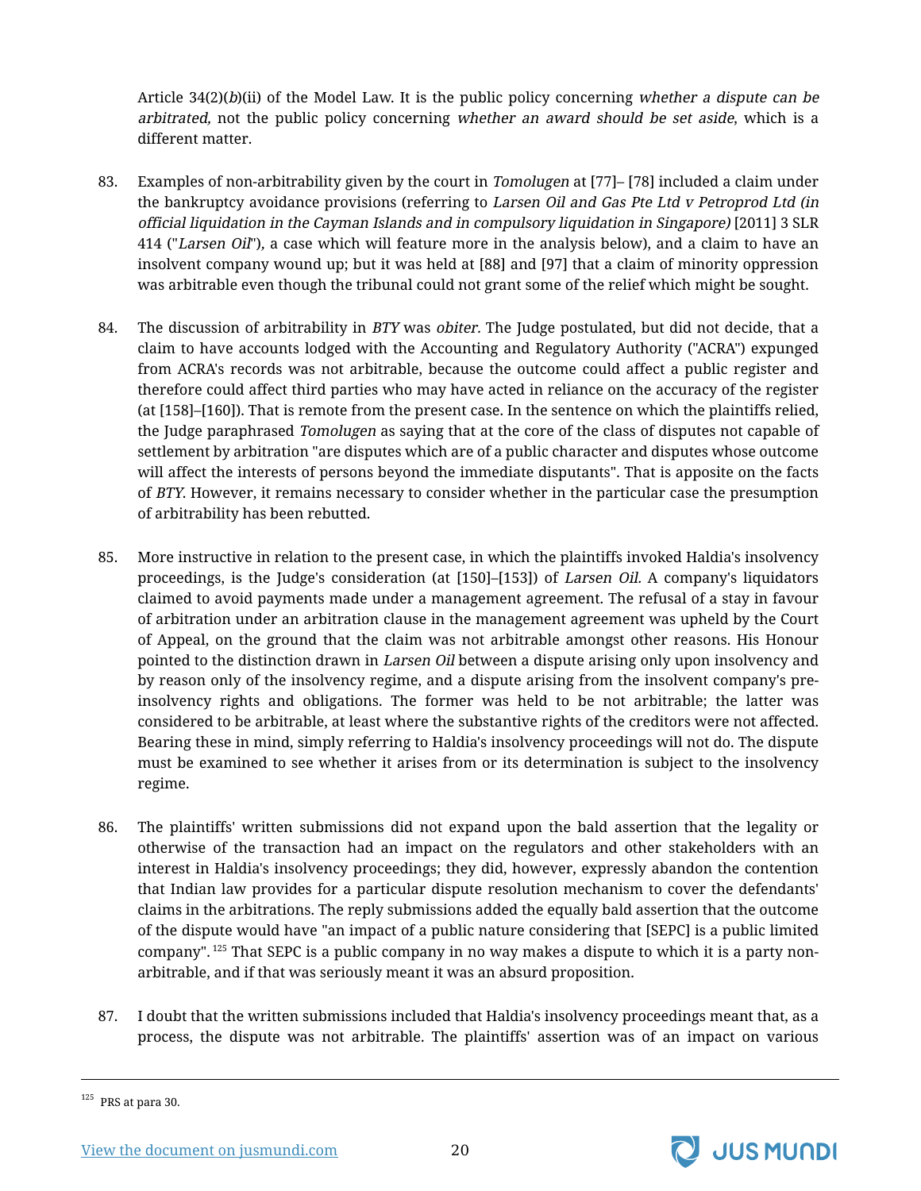Article 34(2)(*b*)(ii) of the Model Law. It is the public policy concerning *whether a dispute can be arbitrated,* not the public policy concerning *whether an award should be set aside*, which is a different matter.

83. Examples of non-arbitrability given by the court in *Tomolugen* at [77]– [78] included a claim under the bankruptcy avoidance provisions (referring to *Larsen Oil and Gas Pte Ltd v Petroprod Ltd (in official liquidation in the Cayman Islands and in compulsory liquidation in Singapore)* [2011] 3 SLR 414 ("*Larsen Oil*"), a case which will feature more in the analysis below), and a claim to have an insolvent company wound up; but it was held at [88] and [97] that a claim of minority oppression was arbitrable even though the tribunal could not grant some of the relief which might be sought.

84. The discussion of arbitrability in *BTY* was *obiter.* The Judge postulated, but did not decide, that a claim to have accounts lodged with the Accounting and Regulatory Authority ("ACRA") expunged from ACRA's records was not arbitrable, because the outcome could affect a public register and therefore could affect third parties who may have acted in reliance on the accuracy of the register (at [158]–[160]). That is remote from the present case. In the sentence on which the plaintiffs relied, the Judge paraphrased *Tomolugen* as saying that at the core of the class of disputes not capable of settlement by arbitration "are disputes which are of a public character and disputes whose outcome will affect the interests of persons beyond the immediate disputants". That is apposite on the facts of *BTY.* However, it remains necessary to consider whether in the particular case the presumption of arbitrability has been rebutted.

85. More instructive in relation to the present case, in which the plaintiffs invoked Haldia's insolvency proceedings, is the Judge's consideration (at [150]–[153]) of *Larsen Oil.* A company's liquidators claimed to avoid payments made under a management agreement. The refusal of a stay in favour of arbitration under an arbitration clause in the management agreement was upheld by the Court of Appeal, on the ground that the claim was not arbitrable amongst other reasons. His Honour pointed to the distinction drawn in *Larsen Oil* between a dispute arising only upon insolvency and by reason only of the insolvency regime, and a dispute arising from the insolvent company's pre-insolvency rights and obligations. The former was held to be not arbitrable; the latter was considered to be arbitrable, at least where the substantive rights of the creditors were not affected. Bearing these in mind, simply referring to Haldia's insolvency proceedings will not do. The dispute must be examined to see whether it arises from or its determination is subject to the insolvency regime.

86. The plaintiffs' written submissions did not expand upon the bald assertion that the legality or otherwise of the transaction had an impact on the regulators and other stakeholders with an interest in Haldia's insolvency proceedings; they did, however, expressly abandon the contention that Indian law provides for a particular dispute resolution mechanism to cover the defendants' claims in the arbitrations. The reply submissions added the equally bald assertion that the outcome of the dispute would have "an impact of a public nature considering that [SEPC] is a public limited company".[125] That SEPC is a public company in no way makes a dispute to which it is a party non-arbitrable, and if that was seriously meant it was an absurd proposition.

87. I doubt that the written submissions included that Haldia's insolvency proceedings meant that, as a process, the dispute was not arbitrable. The plaintiffs' assertion was of an impact on various

[125] PRS at para 30.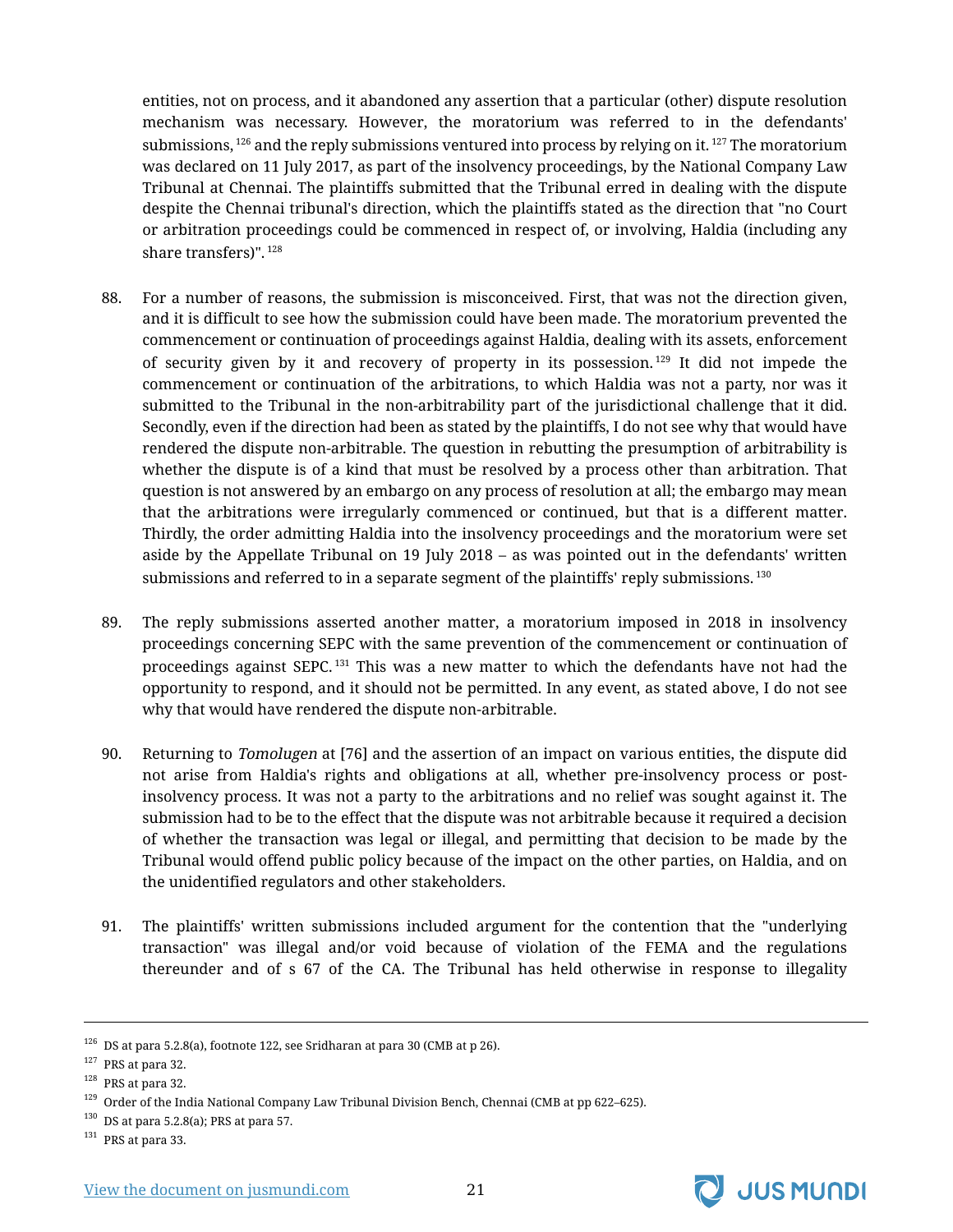entities, not on process, and it abandoned any assertion that a particular (other) dispute resolution mechanism was necessary. However, the moratorium was referred to in the defendants' submissions,[126] and the reply submissions ventured into process by relying on it.[127] The moratorium was declared on 11 July 2017, as part of the insolvency proceedings, by the National Company Law Tribunal at Chennai. The plaintiffs submitted that the Tribunal erred in dealing with the dispute despite the Chennai tribunal's direction, which the plaintiffs stated as the direction that "no Court or arbitration proceedings could be commenced in respect of, or involving, Haldia (including any share transfers)".[128]

88. For a number of reasons, the submission is misconceived. First, that was not the direction given, and it is difficult to see how the submission could have been made. The moratorium prevented the commencement or continuation of proceedings against Haldia, dealing with its assets, enforcement of security given by it and recovery of property in its possession.[129] It did not impede the commencement or continuation of the arbitrations, to which Haldia was not a party, nor was it submitted to the Tribunal in the non-arbitrability part of the jurisdictional challenge that it did. Secondly, even if the direction had been as stated by the plaintiffs, I do not see why that would have rendered the dispute non-arbitrable. The question in rebutting the presumption of arbitrability is whether the dispute is of a kind that must be resolved by a process other than arbitration. That question is not answered by an embargo on any process of resolution at all; the embargo may mean that the arbitrations were irregularly commenced or continued, but that is a different matter. Thirdly, the order admitting Haldia into the insolvency proceedings and the moratorium were set aside by the Appellate Tribunal on 19 July 2018 – as was pointed out in the defendants' written submissions and referred to in a separate segment of the plaintiffs' reply submissions.[130]

89. The reply submissions asserted another matter, a moratorium imposed in 2018 in insolvency proceedings concerning SEPC with the same prevention of the commencement or continuation of proceedings against SEPC.[131] This was a new matter to which the defendants have not had the opportunity to respond, and it should not be permitted. In any event, as stated above, I do not see why that would have rendered the dispute non-arbitrable.

90. Returning to *Tomolugen* at [76] and the assertion of an impact on various entities, the dispute did not arise from Haldia's rights and obligations at all, whether pre-insolvency process or post-insolvency process. It was not a party to the arbitrations and no relief was sought against it. The submission had to be to the effect that the dispute was not arbitrable because it required a decision of whether the transaction was legal or illegal, and permitting that decision to be made by the Tribunal would offend public policy because of the impact on the other parties, on Haldia, and on the unidentified regulators and other stakeholders.

91. The plaintiffs' written submissions included argument for the contention that the "underlying transaction" was illegal and/or void because of violation of the FEMA and the regulations thereunder and of s 67 of the CA. The Tribunal has held otherwise in response to illegality

---

[126] DS at para 5.2.8(a), footnote 122, see Sridharan at para 30 (CMB at p 26).

[127] PRS at para 32.

[128] PRS at para 32.

[129] Order of the India National Company Law Tribunal Division Bench, Chennai (CMB at pp 622–625).

[130] DS at para 5.2.8(a); PRS at para 57.

[131] PRS at para 33.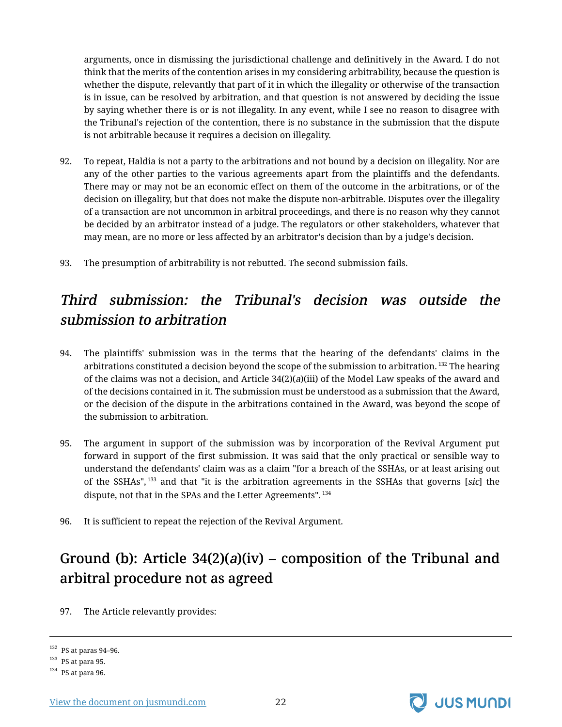arguments, once in dismissing the jurisdictional challenge and definitively in the Award. I do not think that the merits of the contention arises in my considering arbitrability, because the question is whether the dispute, relevantly that part of it in which the illegality or otherwise of the transaction is in issue, can be resolved by arbitration, and that question is not answered by deciding the issue by saying whether there is or is not illegality. In any event, while I see no reason to disagree with the Tribunal's rejection of the contention, there is no substance in the submission that the dispute is not arbitrable because it requires a decision on illegality.

92. To repeat, Haldia is not a party to the arbitrations and not bound by a decision on illegality. Nor are any of the other parties to the various agreements apart from the plaintiffs and the defendants. There may or may not be an economic effect on them of the outcome in the arbitrations, or of the decision on illegality, but that does not make the dispute non-arbitrable. Disputes over the illegality of a transaction are not uncommon in arbitral proceedings, and there is no reason why they cannot be decided by an arbitrator instead of a judge. The regulators or other stakeholders, whatever that may mean, are no more or less affected by an arbitrator's decision than by a judge's decision.

93. The presumption of arbitrability is not rebutted. The second submission fails.

## *Third submission: the Tribunal's decision was outside the submission to arbitration*

94. The plaintiffs' submission was in the terms that the hearing of the defendants' claims in the arbitrations constituted a decision beyond the scope of the submission to arbitration. [132] The hearing of the claims was not a decision, and Article 34(2)(*a*)(iii) of the Model Law speaks of the award and of the decisions contained in it. The submission must be understood as a submission that the Award, or the decision of the dispute in the arbitrations contained in the Award, was beyond the scope of the submission to arbitration.

95. The argument in support of the submission was by incorporation of the Revival Argument put forward in support of the first submission. It was said that the only practical or sensible way to understand the defendants' claim was as a claim "for a breach of the SSHAs, or at least arising out of the SSHAs", [133] and that "it is the arbitration agreements in the SSHAs that governs [*sic*] the dispute, not that in the SPAs and the Letter Agreements". [134]

96. It is sufficient to repeat the rejection of the Revival Argument.

## Ground (b): Article 34(2)(*a*)(iv) – composition of the Tribunal and arbitral procedure not as agreed

97. The Article relevantly provides:

---

[132] PS at paras 94–96.

[133] PS at para 95.

[134] PS at para 96.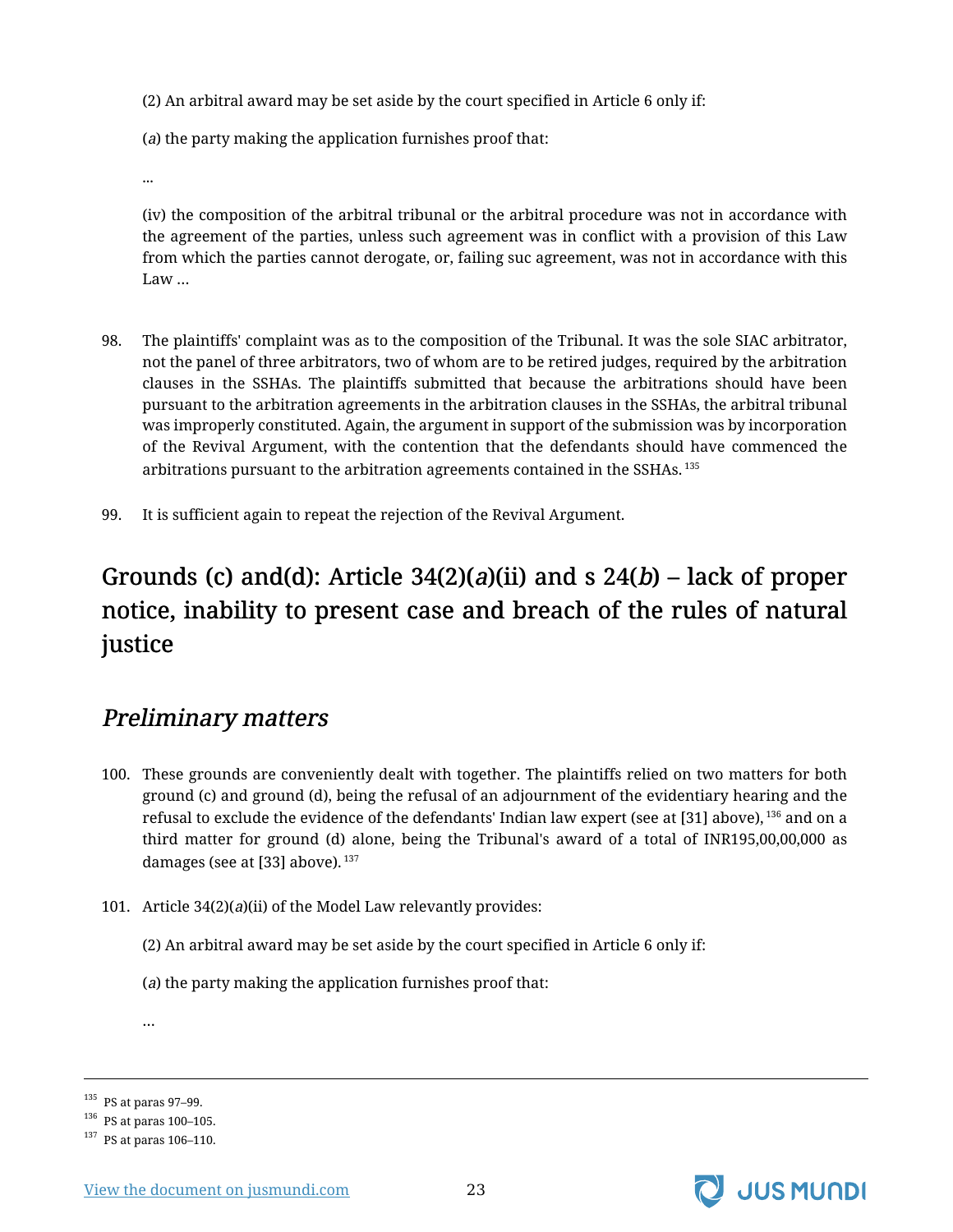(2) An arbitral award may be set aside by the court specified in Article 6 only if:

(*a*) the party making the application furnishes proof that:

...

(iv) the composition of the arbitral tribunal or the arbitral procedure was not in accordance with the agreement of the parties, unless such agreement was in conflict with a provision of this Law from which the parties cannot derogate, or, failing suc agreement, was not in accordance with this Law …

98. The plaintiffs' complaint was as to the composition of the Tribunal. It was the sole SIAC arbitrator, not the panel of three arbitrators, two of whom are to be retired judges, required by the arbitration clauses in the SSHAs. The plaintiffs submitted that because the arbitrations should have been pursuant to the arbitration agreements in the arbitration clauses in the SSHAs, the arbitral tribunal was improperly constituted. Again, the argument in support of the submission was by incorporation of the Revival Argument, with the contention that the defendants should have commenced the arbitrations pursuant to the arbitration agreements contained in the SSHAs. [135]

99. It is sufficient again to repeat the rejection of the Revival Argument.

## Grounds (c) and(d): Article 34(2)(*a*)(ii) and s 24(*b*) – lack of proper notice, inability to present case and breach of the rules of natural justice

### *Preliminary matters*

100. These grounds are conveniently dealt with together. The plaintiffs relied on two matters for both ground (c) and ground (d), being the refusal of an adjournment of the evidentiary hearing and the refusal to exclude the evidence of the defendants' Indian law expert (see at [31] above), [136] and on a third matter for ground (d) alone, being the Tribunal's award of a total of INR195,00,00,000 as damages (see at [33] above). [137]

101. Article 34(2)(*a*)(ii) of the Model Law relevantly provides:

(2) An arbitral award may be set aside by the court specified in Article 6 only if:

(*a*) the party making the application furnishes proof that:

…

---

[135] PS at paras 97–99.

[136] PS at paras 100–105.

[137] PS at paras 106–110.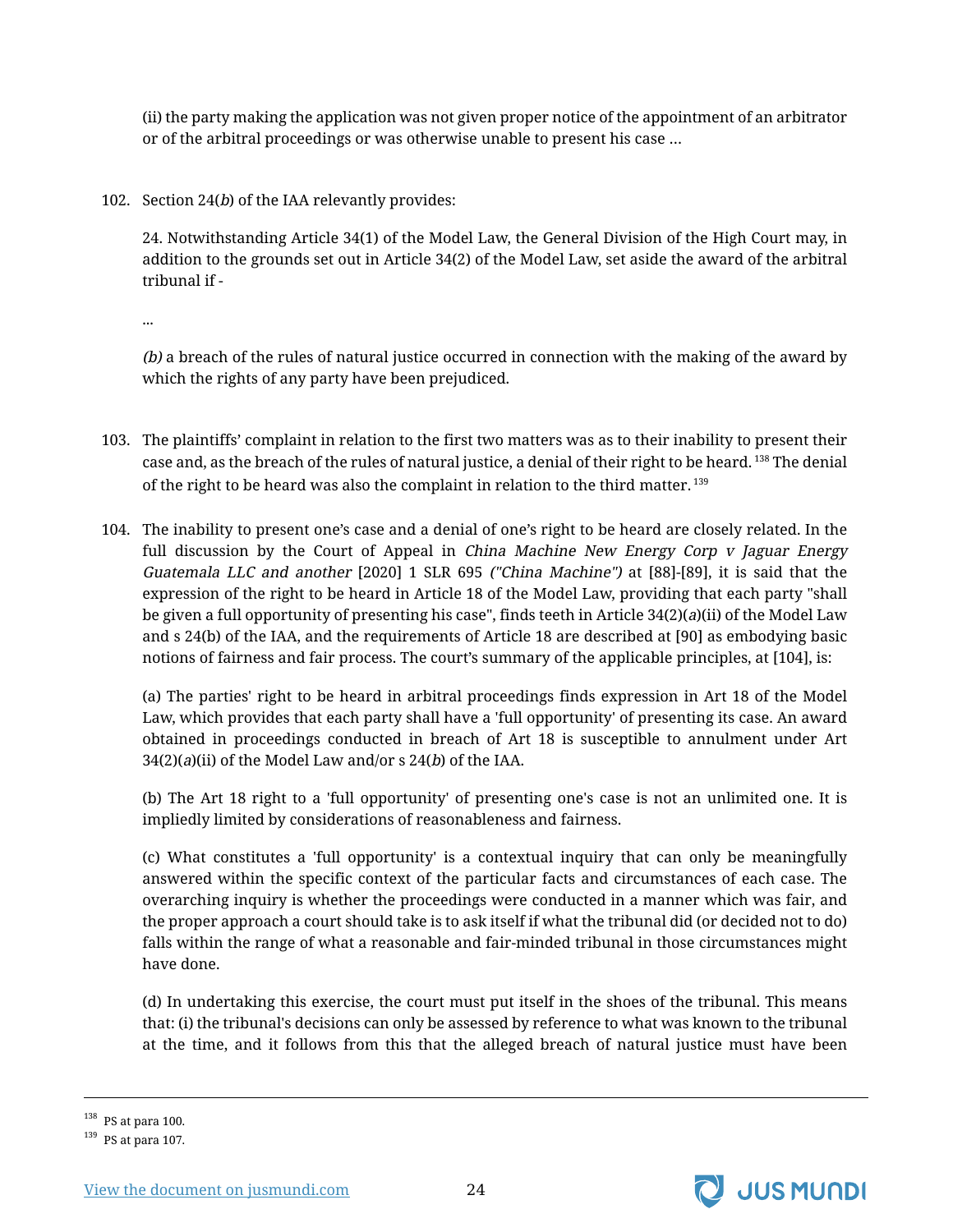(ii) the party making the application was not given proper notice of the appointment of an arbitrator or of the arbitral proceedings or was otherwise unable to present his case …

102. Section 24(*b*) of the IAA relevantly provides:

24. Notwithstanding Article 34(1) of the Model Law, the General Division of the High Court may, in addition to the grounds set out in Article 34(2) of the Model Law, set aside the award of the arbitral tribunal if -

...

*(b)* a breach of the rules of natural justice occurred in connection with the making of the award by which the rights of any party have been prejudiced.

103. The plaintiffs' complaint in relation to the first two matters was as to their inability to present their case and, as the breach of the rules of natural justice, a denial of their right to be heard. [138] The denial of the right to be heard was also the complaint in relation to the third matter. [139]

104. The inability to present one's case and a denial of one's right to be heard are closely related. In the full discussion by the Court of Appeal in *China Machine New Energy Corp v Jaguar Energy Guatemala LLC and another* [2020] 1 SLR 695 *("China Machine")* at [88]-[89], it is said that the expression of the right to be heard in Article 18 of the Model Law, providing that each party "shall be given a full opportunity of presenting his case", finds teeth in Article 34(2)(*a*)(ii) of the Model Law and s 24(b) of the IAA, and the requirements of Article 18 are described at [90] as embodying basic notions of fairness and fair process. The court's summary of the applicable principles, at [104], is:

(a) The parties' right to be heard in arbitral proceedings finds expression in Art 18 of the Model Law, which provides that each party shall have a 'full opportunity' of presenting its case. An award obtained in proceedings conducted in breach of Art 18 is susceptible to annulment under Art 34(2)(*a*)(ii) of the Model Law and/or s 24(*b*) of the IAA.

(b) The Art 18 right to a 'full opportunity' of presenting one's case is not an unlimited one. It is impliedly limited by considerations of reasonableness and fairness.

(c) What constitutes a 'full opportunity' is a contextual inquiry that can only be meaningfully answered within the specific context of the particular facts and circumstances of each case. The overarching inquiry is whether the proceedings were conducted in a manner which was fair, and the proper approach a court should take is to ask itself if what the tribunal did (or decided not to do) falls within the range of what a reasonable and fair-minded tribunal in those circumstances might have done.

(d) In undertaking this exercise, the court must put itself in the shoes of the tribunal. This means that: (i) the tribunal's decisions can only be assessed by reference to what was known to the tribunal at the time, and it follows from this that the alleged breach of natural justice must have been

[138] PS at para 100.

[139] PS at para 107.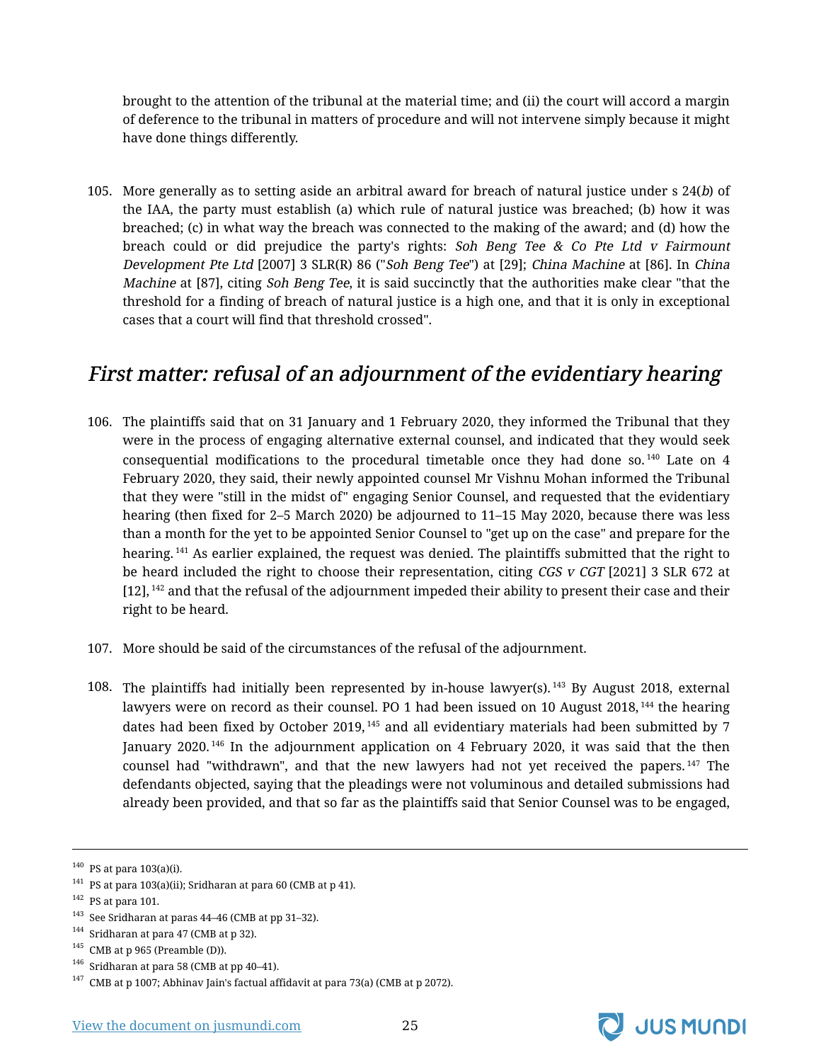brought to the attention of the tribunal at the material time; and (ii) the court will accord a margin of deference to the tribunal in matters of procedure and will not intervene simply because it might have done things differently.

105. More generally as to setting aside an arbitral award for breach of natural justice under s 24(*b*) of the IAA, the party must establish (a) which rule of natural justice was breached; (b) how it was breached; (c) in what way the breach was connected to the making of the award; and (d) how the breach could or did prejudice the party's rights: *Soh Beng Tee & Co Pte Ltd v Fairmount Development Pte Ltd* [2007] 3 SLR(R) 86 ("*Soh Beng Tee*") at [29]; *China Machine* at [86]. In *China Machine* at [87], citing *Soh Beng Tee*, it is said succinctly that the authorities make clear "that the threshold for a finding of breach of natural justice is a high one, and that it is only in exceptional cases that a court will find that threshold crossed".

## *First matter: refusal of an adjournment of the evidentiary hearing*

106. The plaintiffs said that on 31 January and 1 February 2020, they informed the Tribunal that they were in the process of engaging alternative external counsel, and indicated that they would seek consequential modifications to the procedural timetable once they had done so.[140] Late on 4 February 2020, they said, their newly appointed counsel Mr Vishnu Mohan informed the Tribunal that they were "still in the midst of" engaging Senior Counsel, and requested that the evidentiary hearing (then fixed for 2–5 March 2020) be adjourned to 11–15 May 2020, because there was less than a month for the yet to be appointed Senior Counsel to "get up on the case" and prepare for the hearing.[141] As earlier explained, the request was denied. The plaintiffs submitted that the right to be heard included the right to choose their representation, citing *CGS v CGT* [2021] 3 SLR 672 at [12],[142] and that the refusal of the adjournment impeded their ability to present their case and their right to be heard.

107. More should be said of the circumstances of the refusal of the adjournment.

108. The plaintiffs had initially been represented by in-house lawyer(s).[143] By August 2018, external lawyers were on record as their counsel. PO 1 had been issued on 10 August 2018,[144] the hearing dates had been fixed by October 2019,[145] and all evidentiary materials had been submitted by 7 January 2020.[146] In the adjournment application on 4 February 2020, it was said that the then counsel had "withdrawn", and that the new lawyers had not yet received the papers.[147] The defendants objected, saying that the pleadings were not voluminous and detailed submissions had already been provided, and that so far as the plaintiffs said that Senior Counsel was to be engaged,

---

[140] PS at para 103(a)(i).

[141] PS at para 103(a)(ii); Sridharan at para 60 (CMB at p 41).

[142] PS at para 101.

[143] See Sridharan at paras 44–46 (CMB at pp 31–32).

[144] Sridharan at para 47 (CMB at p 32).

[145] CMB at p 965 (Preamble (D)).

[146] Sridharan at para 58 (CMB at pp 40–41).

[147] CMB at p 1007; Abhinav Jain's factual affidavit at para 73(a) (CMB at p 2072).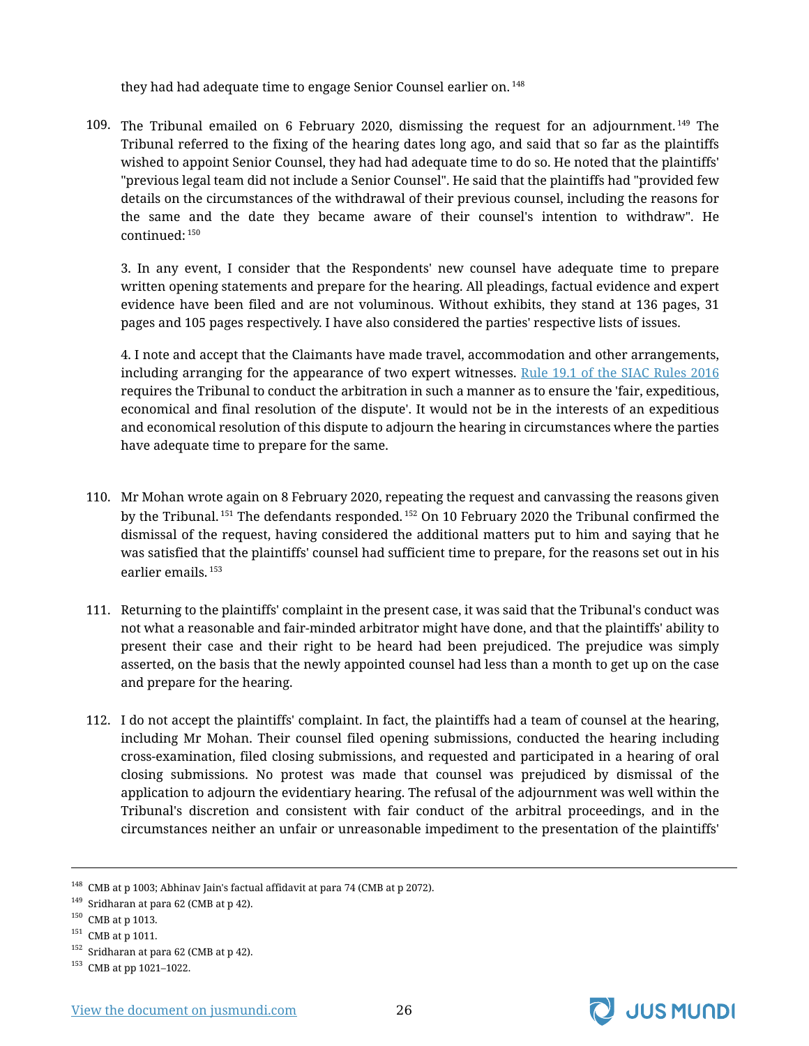they had had adequate time to engage Senior Counsel earlier on. [148]

109. The Tribunal emailed on 6 February 2020, dismissing the request for an adjournment. [149] The Tribunal referred to the fixing of the hearing dates long ago, and said that so far as the plaintiffs wished to appoint Senior Counsel, they had had adequate time to do so. He noted that the plaintiffs' "previous legal team did not include a Senior Counsel". He said that the plaintiffs had "provided few details on the circumstances of the withdrawal of their previous counsel, including the reasons for the same and the date they became aware of their counsel's intention to withdraw". He continued: [150]

> 3. In any event, I consider that the Respondents' new counsel have adequate time to prepare written opening statements and prepare for the hearing. All pleadings, factual evidence and expert evidence have been filed and are not voluminous. Without exhibits, they stand at 136 pages, 31 pages and 105 pages respectively. I have also considered the parties' respective lists of issues.
>
> 4. I note and accept that the Claimants have made travel, accommodation and other arrangements, including arranging for the appearance of two expert witnesses. Rule 19.1 of the SIAC Rules 2016 requires the Tribunal to conduct the arbitration in such a manner as to ensure the 'fair, expeditious, economical and final resolution of the dispute'. It would not be in the interests of an expeditious and economical resolution of this dispute to adjourn the hearing in circumstances where the parties have adequate time to prepare for the same.

110. Mr Mohan wrote again on 8 February 2020, repeating the request and canvassing the reasons given by the Tribunal. [151] The defendants responded. [152] On 10 February 2020 the Tribunal confirmed the dismissal of the request, having considered the additional matters put to him and saying that he was satisfied that the plaintiffs' counsel had sufficient time to prepare, for the reasons set out in his earlier emails. [153]

111. Returning to the plaintiffs' complaint in the present case, it was said that the Tribunal's conduct was not what a reasonable and fair-minded arbitrator might have done, and that the plaintiffs' ability to present their case and their right to be heard had been prejudiced. The prejudice was simply asserted, on the basis that the newly appointed counsel had less than a month to get up on the case and prepare for the hearing.

112. I do not accept the plaintiffs' complaint. In fact, the plaintiffs had a team of counsel at the hearing, including Mr Mohan. Their counsel filed opening submissions, conducted the hearing including cross-examination, filed closing submissions, and requested and participated in a hearing of oral closing submissions. No protest was made that counsel was prejudiced by dismissal of the application to adjourn the evidentiary hearing. The refusal of the adjournment was well within the Tribunal's discretion and consistent with fair conduct of the arbitral proceedings, and in the circumstances neither an unfair or unreasonable impediment to the presentation of the plaintiffs'

---

[148] CMB at p 1003; Abhinav Jain's factual affidavit at para 74 (CMB at p 2072).

[149] Sridharan at para 62 (CMB at p 42).

[150] CMB at p 1013.

[151] CMB at p 1011.

[152] Sridharan at para 62 (CMB at p 42).

[153] CMB at pp 1021–1022.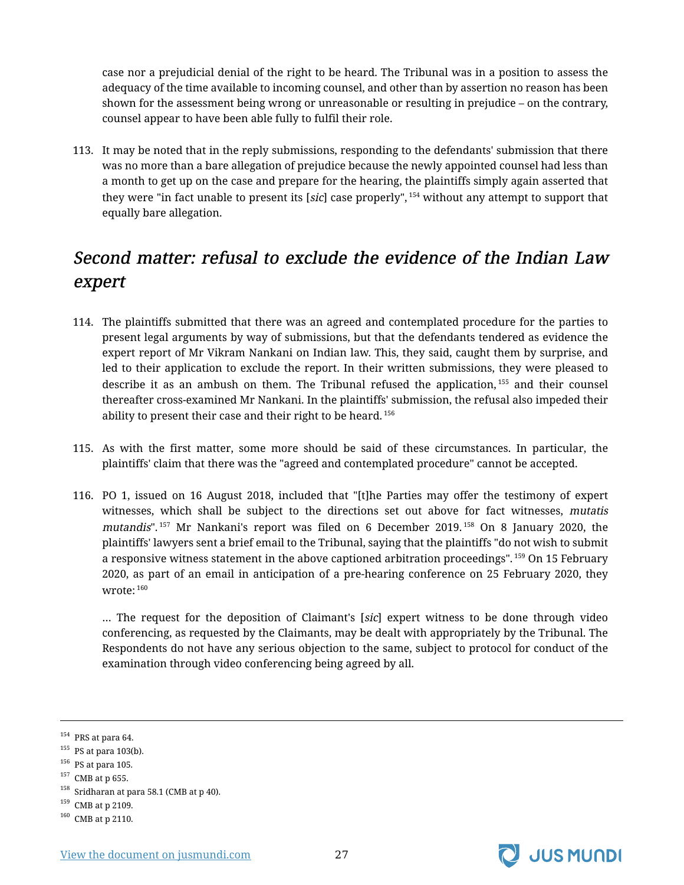case nor a prejudicial denial of the right to be heard. The Tribunal was in a position to assess the adequacy of the time available to incoming counsel, and other than by assertion no reason has been shown for the assessment being wrong or unreasonable or resulting in prejudice – on the contrary, counsel appear to have been able fully to fulfil their role.

113. It may be noted that in the reply submissions, responding to the defendants' submission that there was no more than a bare allegation of prejudice because the newly appointed counsel had less than a month to get up on the case and prepare for the hearing, the plaintiffs simply again asserted that they were "in fact unable to present its [*sic*] case properly",[154] without any attempt to support that equally bare allegation.

## *Second matter: refusal to exclude the evidence of the Indian Law expert*

114. The plaintiffs submitted that there was an agreed and contemplated procedure for the parties to present legal arguments by way of submissions, but that the defendants tendered as evidence the expert report of Mr Vikram Nankani on Indian law. This, they said, caught them by surprise, and led to their application to exclude the report. In their written submissions, they were pleased to describe it as an ambush on them. The Tribunal refused the application,[155] and their counsel thereafter cross-examined Mr Nankani. In the plaintiffs' submission, the refusal also impeded their ability to present their case and their right to be heard.[156]

115. As with the first matter, some more should be said of these circumstances. In particular, the plaintiffs' claim that there was the "agreed and contemplated procedure" cannot be accepted.

116. PO 1, issued on 16 August 2018, included that "[t]he Parties may offer the testimony of expert witnesses, which shall be subject to the directions set out above for fact witnesses, *mutatis mutandis*".[157] Mr Nankani's report was filed on 6 December 2019.[158] On 8 January 2020, the plaintiffs' lawyers sent a brief email to the Tribunal, saying that the plaintiffs "do not wish to submit a responsive witness statement in the above captioned arbitration proceedings".[159] On 15 February 2020, as part of an email in anticipation of a pre-hearing conference on 25 February 2020, they wrote:[160]

> … The request for the deposition of Claimant's [*sic*] expert witness to be done through video conferencing, as requested by the Claimants, may be dealt with appropriately by the Tribunal. The Respondents do not have any serious objection to the same, subject to protocol for conduct of the examination through video conferencing being agreed by all.

---

[154] PRS at para 64.
[155] PS at para 103(b).
[156] PS at para 105.
[157] CMB at p 655.
[158] Sridharan at para 58.1 (CMB at p 40).
[159] CMB at p 2109.
[160] CMB at p 2110.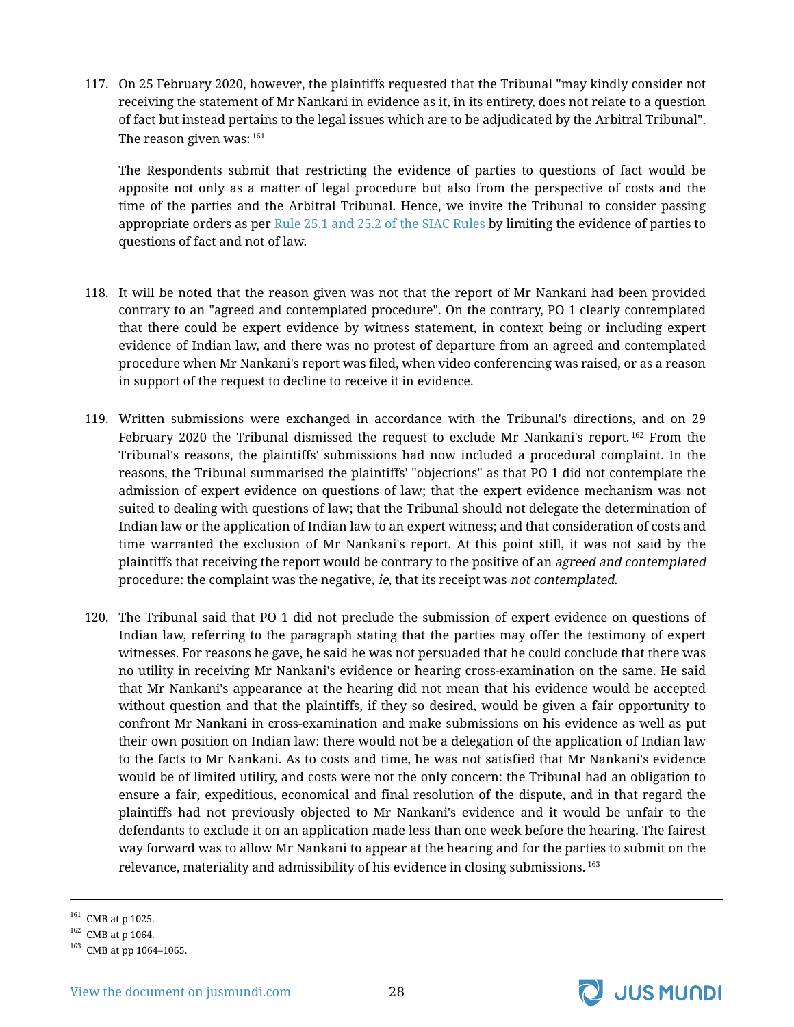117. On 25 February 2020, however, the plaintiffs requested that the Tribunal "may kindly consider not receiving the statement of Mr Nankani in evidence as it, in its entirety, does not relate to a question of fact but instead pertains to the legal issues which are to be adjudicated by the Arbitral Tribunal". The reason given was: [161]

> The Respondents submit that restricting the evidence of parties to questions of fact would be apposite not only as a matter of legal procedure but also from the perspective of costs and the time of the parties and the Arbitral Tribunal. Hence, we invite the Tribunal to consider passing appropriate orders as per Rule 25.1 and 25.2 of the SIAC Rules by limiting the evidence of parties to questions of fact and not of law.

118. It will be noted that the reason given was not that the report of Mr Nankani had been provided contrary to an "agreed and contemplated procedure". On the contrary, PO 1 clearly contemplated that there could be expert evidence by witness statement, in context being or including expert evidence of Indian law, and there was no protest of departure from an agreed and contemplated procedure when Mr Nankani's report was filed, when video conferencing was raised, or as a reason in support of the request to decline to receive it in evidence.

119. Written submissions were exchanged in accordance with the Tribunal's directions, and on 29 February 2020 the Tribunal dismissed the request to exclude Mr Nankani's report. [162] From the Tribunal's reasons, the plaintiffs' submissions had now included a procedural complaint. In the reasons, the Tribunal summarised the plaintiffs' "objections" as that PO 1 did not contemplate the admission of expert evidence on questions of law; that the expert evidence mechanism was not suited to dealing with questions of law; that the Tribunal should not delegate the determination of Indian law or the application of Indian law to an expert witness; and that consideration of costs and time warranted the exclusion of Mr Nankani's report. At this point still, it was not said by the plaintiffs that receiving the report would be contrary to the positive of an *agreed and contemplated* procedure: the complaint was the negative, *ie*, that its receipt was *not contemplated*.

120. The Tribunal said that PO 1 did not preclude the submission of expert evidence on questions of Indian law, referring to the paragraph stating that the parties may offer the testimony of expert witnesses. For reasons he gave, he said he was not persuaded that he could conclude that there was no utility in receiving Mr Nankani's evidence or hearing cross-examination on the same. He said that Mr Nankani's appearance at the hearing did not mean that his evidence would be accepted without question and that the plaintiffs, if they so desired, would be given a fair opportunity to confront Mr Nankani in cross-examination and make submissions on his evidence as well as put their own position on Indian law: there would not be a delegation of the application of Indian law to the facts to Mr Nankani. As to costs and time, he was not satisfied that Mr Nankani's evidence would be of limited utility, and costs were not the only concern: the Tribunal had an obligation to ensure a fair, expeditious, economical and final resolution of the dispute, and in that regard the plaintiffs had not previously objected to Mr Nankani's evidence and it would be unfair to the defendants to exclude it on an application made less than one week before the hearing. The fairest way forward was to allow Mr Nankani to appear at the hearing and for the parties to submit on the relevance, materiality and admissibility of his evidence in closing submissions. [163]

---

[161] CMB at p 1025.

[162] CMB at p 1064.

[163] CMB at pp 1064–1065.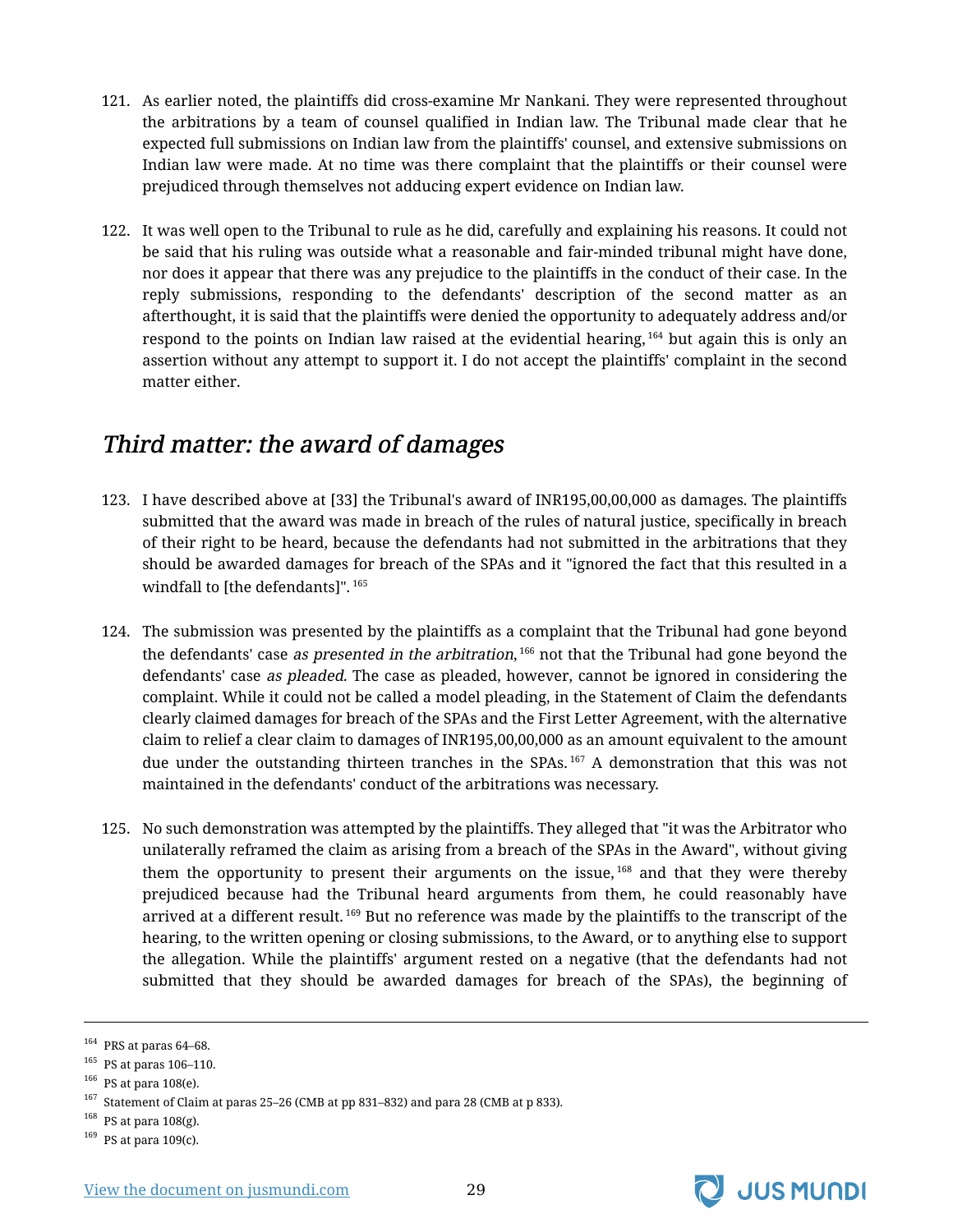121. As earlier noted, the plaintiffs did cross-examine Mr Nankani. They were represented throughout the arbitrations by a team of counsel qualified in Indian law. The Tribunal made clear that he expected full submissions on Indian law from the plaintiffs' counsel, and extensive submissions on Indian law were made. At no time was there complaint that the plaintiffs or their counsel were prejudiced through themselves not adducing expert evidence on Indian law.

122. It was well open to the Tribunal to rule as he did, carefully and explaining his reasons. It could not be said that his ruling was outside what a reasonable and fair-minded tribunal might have done, nor does it appear that there was any prejudice to the plaintiffs in the conduct of their case. In the reply submissions, responding to the defendants' description of the second matter as an afterthought, it is said that the plaintiffs were denied the opportunity to adequately address and/or respond to the points on Indian law raised at the evidential hearing,[164] but again this is only an assertion without any attempt to support it. I do not accept the plaintiffs' complaint in the second matter either.

## *Third matter: the award of damages*

123. I have described above at [33] the Tribunal's award of INR195,00,00,000 as damages. The plaintiffs submitted that the award was made in breach of the rules of natural justice, specifically in breach of their right to be heard, because the defendants had not submitted in the arbitrations that they should be awarded damages for breach of the SPAs and it "ignored the fact that this resulted in a windfall to [the defendants]".[165]

124. The submission was presented by the plaintiffs as a complaint that the Tribunal had gone beyond the defendants' case *as presented in the arbitration*,[166] not that the Tribunal had gone beyond the defendants' case *as pleaded.* The case as pleaded, however, cannot be ignored in considering the complaint. While it could not be called a model pleading, in the Statement of Claim the defendants clearly claimed damages for breach of the SPAs and the First Letter Agreement, with the alternative claim to relief a clear claim to damages of INR195,00,00,000 as an amount equivalent to the amount due under the outstanding thirteen tranches in the SPAs.[167] A demonstration that this was not maintained in the defendants' conduct of the arbitrations was necessary.

125. No such demonstration was attempted by the plaintiffs. They alleged that "it was the Arbitrator who unilaterally reframed the claim as arising from a breach of the SPAs in the Award", without giving them the opportunity to present their arguments on the issue,[168] and that they were thereby prejudiced because had the Tribunal heard arguments from them, he could reasonably have arrived at a different result.[169] But no reference was made by the plaintiffs to the transcript of the hearing, to the written opening or closing submissions, to the Award, or to anything else to support the allegation. While the plaintiffs' argument rested on a negative (that the defendants had not submitted that they should be awarded damages for breach of the SPAs), the beginning of

---

[164] PRS at paras 64–68.

[165] PS at paras 106–110.

[166] PS at para 108(e).

[167] Statement of Claim at paras 25–26 (CMB at pp 831–832) and para 28 (CMB at p 833).

[168] PS at para 108(g).

[169] PS at para 109(c).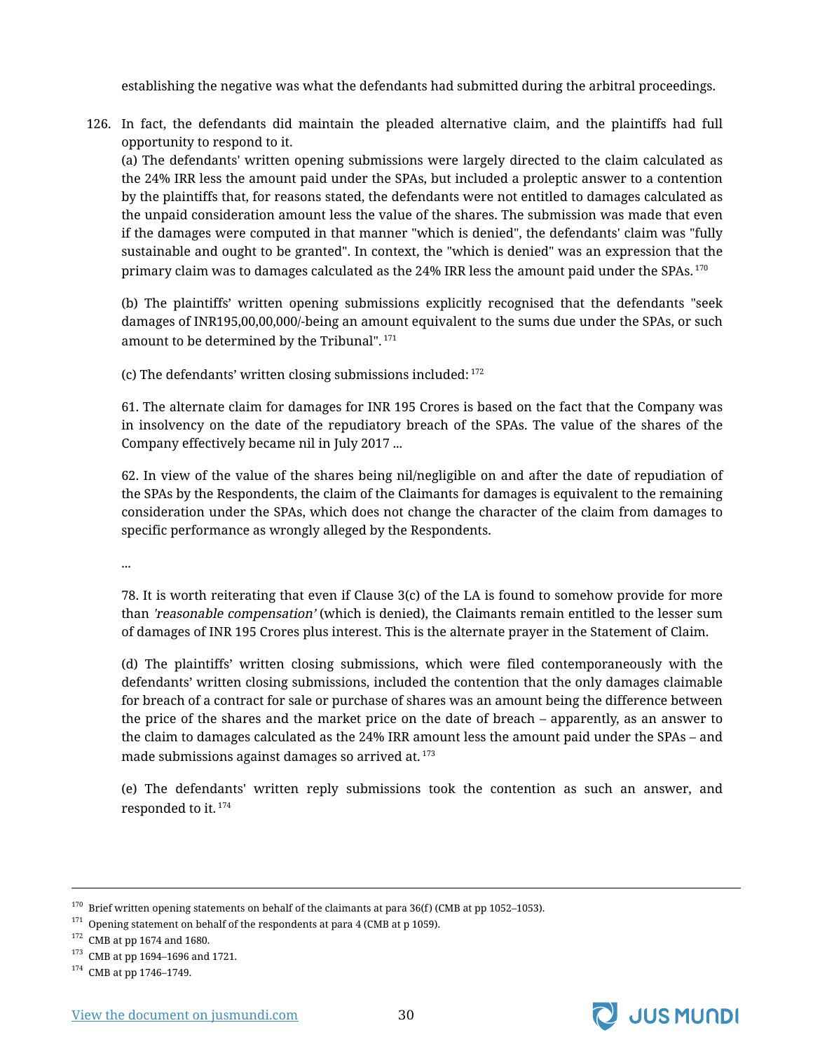establishing the negative was what the defendants had submitted during the arbitral proceedings.

126. In fact, the defendants did maintain the pleaded alternative claim, and the plaintiffs had full opportunity to respond to it.

(a) The defendants' written opening submissions were largely directed to the claim calculated as the 24% IRR less the amount paid under the SPAs, but included a proleptic answer to a contention by the plaintiffs that, for reasons stated, the defendants were not entitled to damages calculated as the unpaid consideration amount less the value of the shares. The submission was made that even if the damages were computed in that manner "which is denied", the defendants' claim was "fully sustainable and ought to be granted". In context, the "which is denied" was an expression that the primary claim was to damages calculated as the 24% IRR less the amount paid under the SPAs. [170]

(b) The plaintiffs' written opening submissions explicitly recognised that the defendants "seek damages of INR195,00,00,000/-being an amount equivalent to the sums due under the SPAs, or such amount to be determined by the Tribunal". [171]

(c) The defendants' written closing submissions included: [172]

61. The alternate claim for damages for INR 195 Crores is based on the fact that the Company was in insolvency on the date of the repudiatory breach of the SPAs. The value of the shares of the Company effectively became nil in July 2017 ...

62. In view of the value of the shares being nil/negligible on and after the date of repudiation of the SPAs by the Respondents, the claim of the Claimants for damages is equivalent to the remaining consideration under the SPAs, which does not change the character of the claim from damages to specific performance as wrongly alleged by the Respondents.

...

78. It is worth reiterating that even if Clause 3(c) of the LA is found to somehow provide for more than *'reasonable compensation'* (which is denied), the Claimants remain entitled to the lesser sum of damages of INR 195 Crores plus interest. This is the alternate prayer in the Statement of Claim.

(d) The plaintiffs' written closing submissions, which were filed contemporaneously with the defendants' written closing submissions, included the contention that the only damages claimable for breach of a contract for sale or purchase of shares was an amount being the difference between the price of the shares and the market price on the date of breach – apparently, as an answer to the claim to damages calculated as the 24% IRR amount less the amount paid under the SPAs – and made submissions against damages so arrived at. [173]

(e) The defendants' written reply submissions took the contention as such an answer, and responded to it. [174]

---

[170] Brief written opening statements on behalf of the claimants at para 36(f) (CMB at pp 1052–1053).

[171] Opening statement on behalf of the respondents at para 4 (CMB at p 1059).

[172] CMB at pp 1674 and 1680.

[173] CMB at pp 1694–1696 and 1721.

[174] CMB at pp 1746–1749.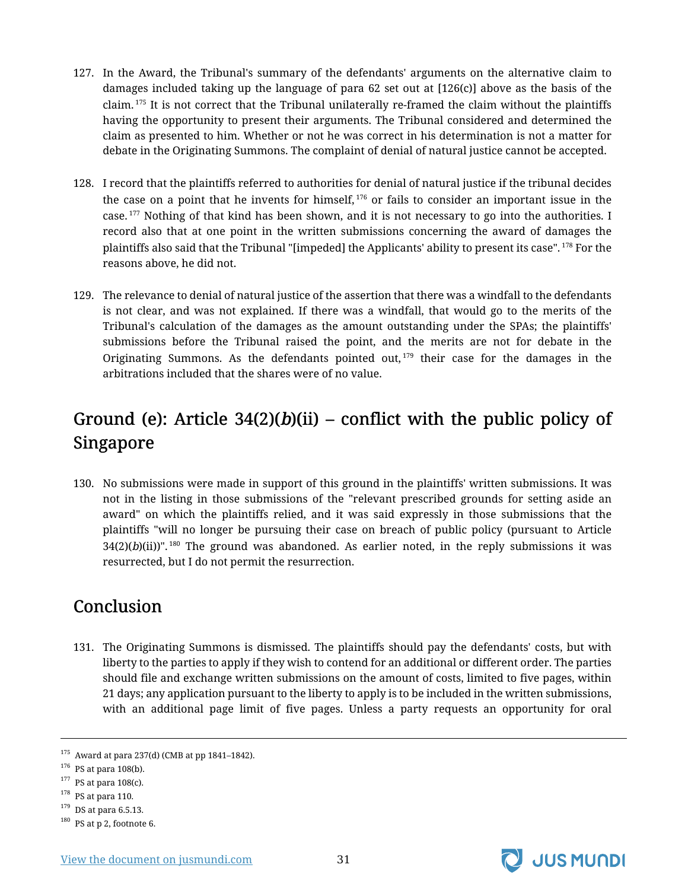127. In the Award, the Tribunal's summary of the defendants' arguments on the alternative claim to damages included taking up the language of para 62 set out at [126(c)] above as the basis of the claim.[175] It is not correct that the Tribunal unilaterally re-framed the claim without the plaintiffs having the opportunity to present their arguments. The Tribunal considered and determined the claim as presented to him. Whether or not he was correct in his determination is not a matter for debate in the Originating Summons. The complaint of denial of natural justice cannot be accepted.

128. I record that the plaintiffs referred to authorities for denial of natural justice if the tribunal decides the case on a point that he invents for himself,[176] or fails to consider an important issue in the case.[177] Nothing of that kind has been shown, and it is not necessary to go into the authorities. I record also that at one point in the written submissions concerning the award of damages the plaintiffs also said that the Tribunal "[impeded] the Applicants' ability to present its case".[178] For the reasons above, he did not.

129. The relevance to denial of natural justice of the assertion that there was a windfall to the defendants is not clear, and was not explained. If there was a windfall, that would go to the merits of the Tribunal's calculation of the damages as the amount outstanding under the SPAs; the plaintiffs' submissions before the Tribunal raised the point, and the merits are not for debate in the Originating Summons. As the defendants pointed out,[179] their case for the damages in the arbitrations included that the shares were of no value.

## Ground (e): Article 34(2)(*b*)(ii) – conflict with the public policy of Singapore

130. No submissions were made in support of this ground in the plaintiffs' written submissions. It was not in the listing in those submissions of the "relevant prescribed grounds for setting aside an award" on which the plaintiffs relied, and it was said expressly in those submissions that the plaintiffs "will no longer be pursuing their case on breach of public policy (pursuant to Article 34(2)(*b*)(ii))".[180] The ground was abandoned. As earlier noted, in the reply submissions it was resurrected, but I do not permit the resurrection.

## Conclusion

131. The Originating Summons is dismissed. The plaintiffs should pay the defendants' costs, but with liberty to the parties to apply if they wish to contend for an additional or different order. The parties should file and exchange written submissions on the amount of costs, limited to five pages, within 21 days; any application pursuant to the liberty to apply is to be included in the written submissions, with an additional page limit of five pages. Unless a party requests an opportunity for oral

---

[175] Award at para 237(d) (CMB at pp 1841–1842).

[176] PS at para 108(b).

[177] PS at para 108(c).

[178] PS at para 110.

[179] DS at para 6.5.13.

[180] PS at p 2, footnote 6.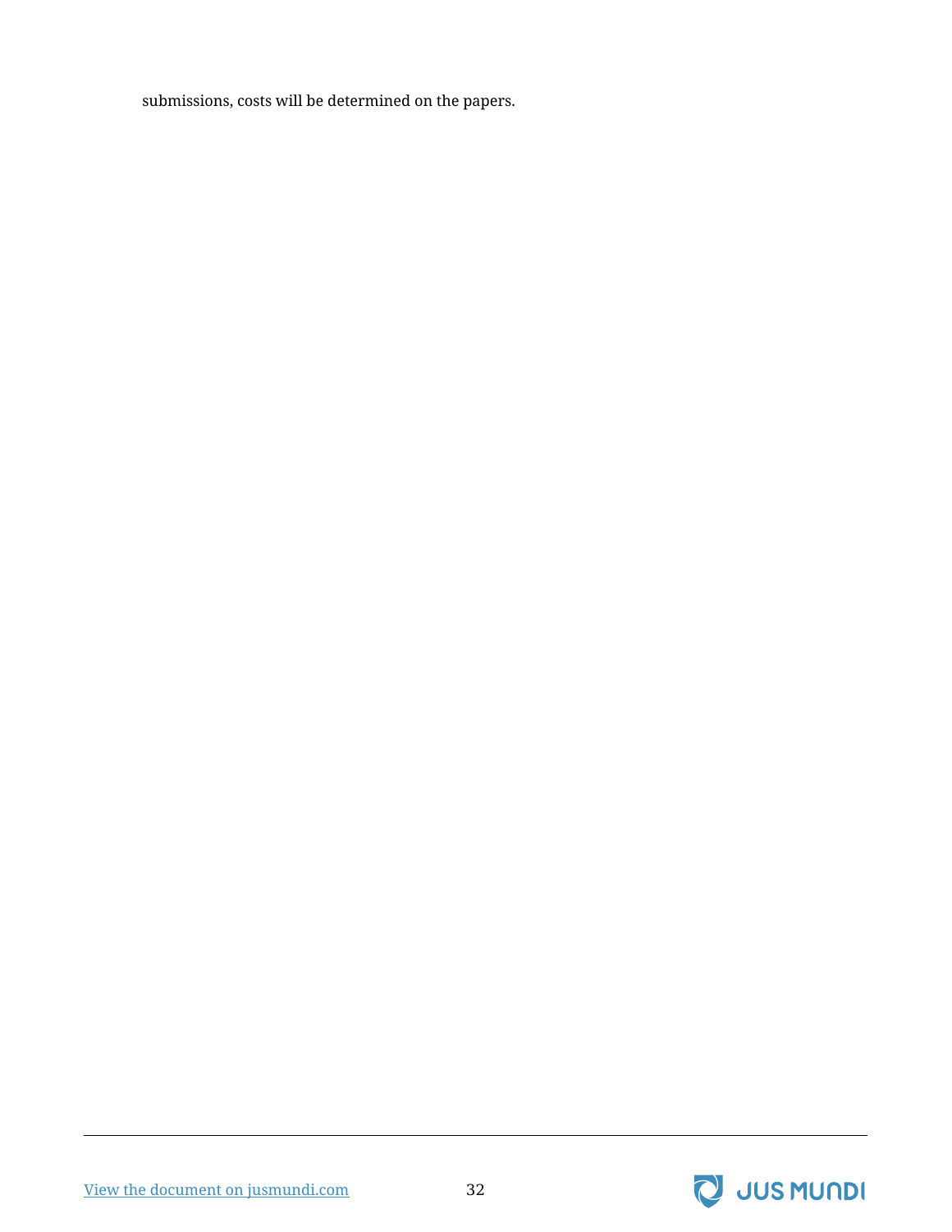submissions, costs will be determined on the papers.